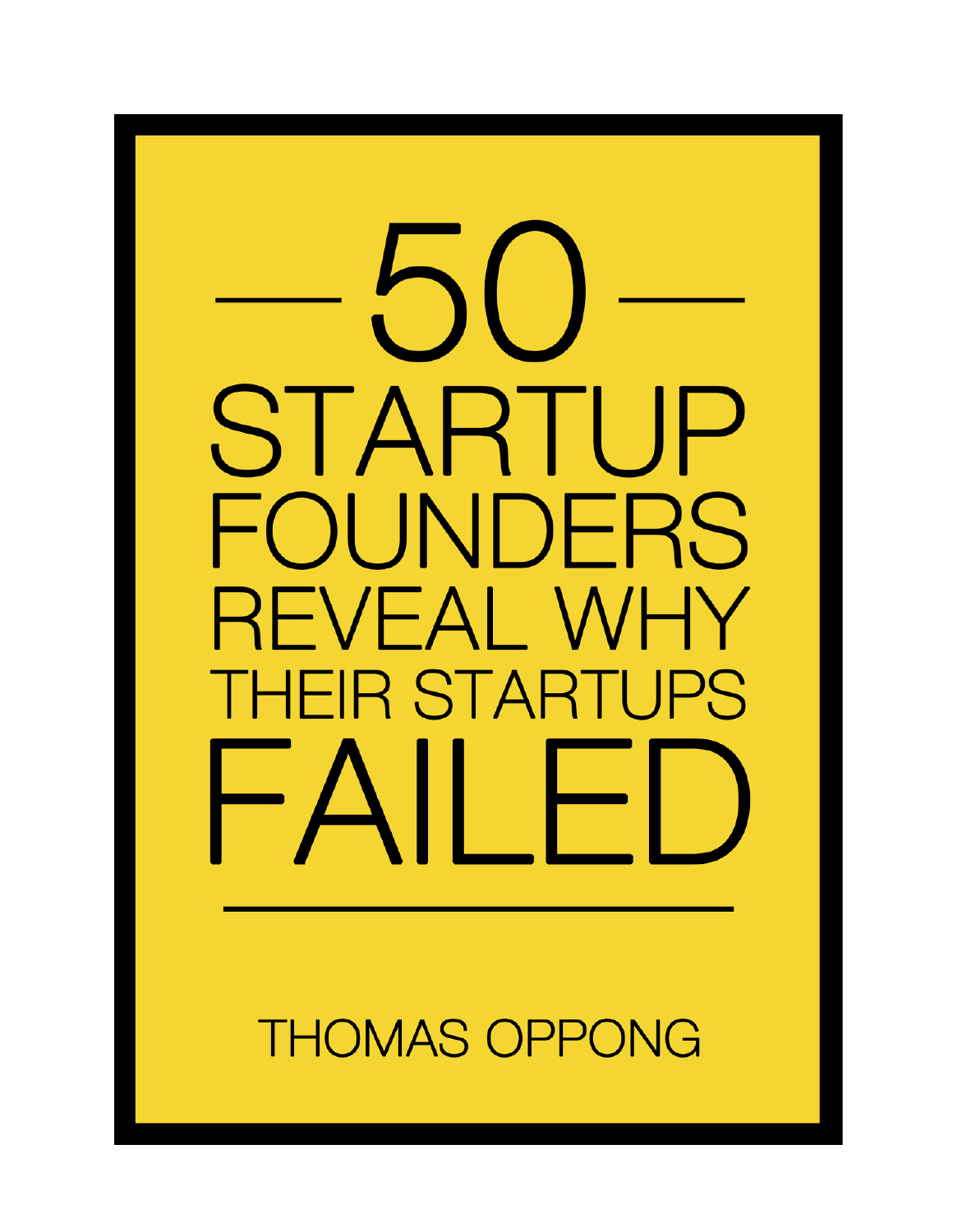# 50 STARTUP FOUNDERS REVEAL WHY THEIR STARTUPS FAILED

THOMAS OPPONG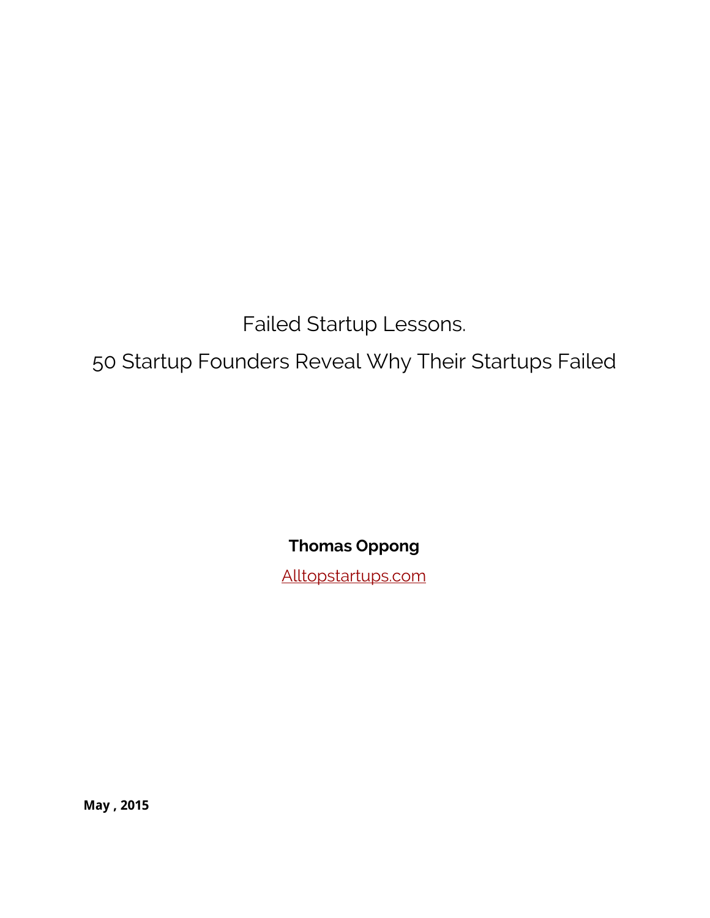# Failed Startup Lessons.

# 50 Startup Founders Reveal Why Their Startups Failed

**Thomas Oppong**

[Alltopstartups.com](Alltopstartups.com)

**May , 2015**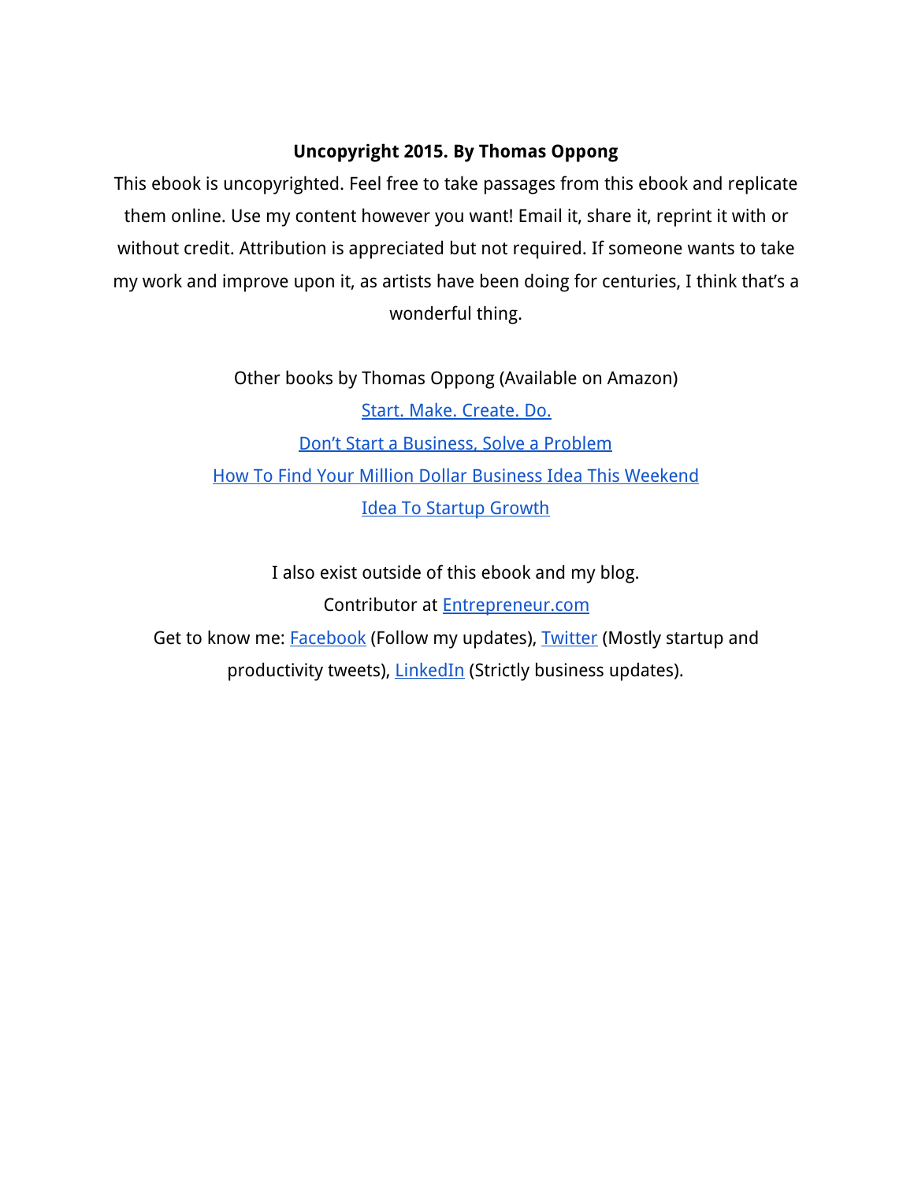**Uncopyright 2015. By Thomas Oppong**

This ebook is uncopyrighted. Feel free to take passages from this ebook and replicate them online. Use my content however you want! Email it, share it, reprint it with or without credit. Attribution is appreciated but not required. If someone wants to take my work and improve upon it, as artists have been doing for centuries, I think that's a wonderful thing.

Other books by Thomas Oppong (Available on Amazon)

Start. Make. Create. Do.

Don't Start a Business, Solve a Problem

How To Find Your Million Dollar Business Idea This Weekend

Idea To Startup Growth

I also exist outside of this ebook and my blog.

Contributor at Entrepreneur.com

Get to know me: Facebook (Follow my updates), Twitter (Mostly startup and productivity tweets), LinkedIn (Strictly business updates).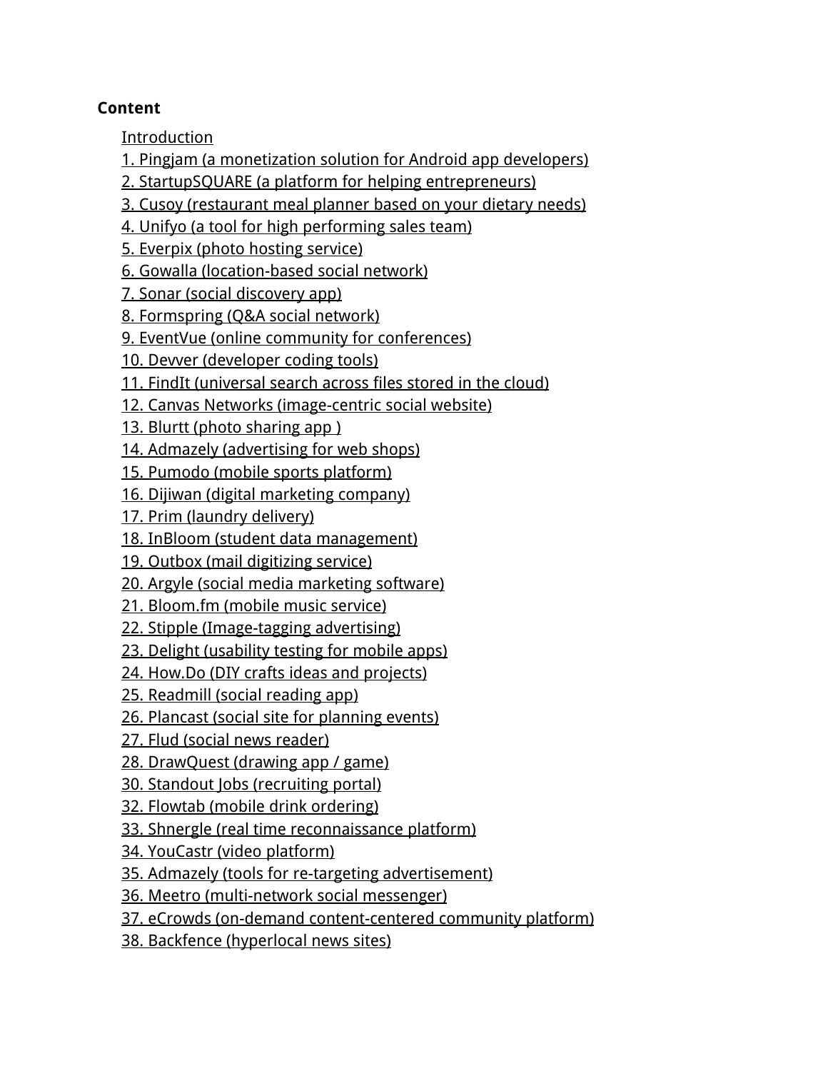**Content**

- Introduction
- 1. Pingjam (a monetization solution for Android app developers)
- 2. StartupSQUARE (a platform for helping entrepreneurs)
- 3. Cusoy (restaurant meal planner based on your dietary needs)
- 4. Unifyo (a tool for high performing sales team)
- 5. Everpix (photo hosting service)
- 6. Gowalla (location-based social network)
- 7. Sonar (social discovery app)
- 8. Formspring (Q&A social network)
- 9. EventVue (online community for conferences)
- 10. Devver (developer coding tools)
- 11. FindIt (universal search across files stored in the cloud)
- 12. Canvas Networks (image-centric social website)
- 13. Blurtt (photo sharing app )
- 14. Admazely (advertising for web shops)
- 15. Pumodo (mobile sports platform)
- 16. Dijiwan (digital marketing company)
- 17. Prim (laundry delivery)
- 18. InBloom (student data management)
- 19. Outbox (mail digitizing service)
- 20. Argyle (social media marketing software)
- 21. Bloom.fm (mobile music service)
- 22. Stipple (Image-tagging advertising)
- 23. Delight (usability testing for mobile apps)
- 24. How.Do (DIY crafts ideas and projects)
- 25. Readmill (social reading app)
- 26. Plancast (social site for planning events)
- 27. Flud (social news reader)
- 28. DrawQuest (drawing app / game)
- 30. Standout Jobs (recruiting portal)
- 32. Flowtab (mobile drink ordering)
- 33. Shnergle (real time reconnaissance platform)
- 34. YouCastr (video platform)
- 35. Admazely (tools for re-targeting advertisement)
- 36. Meetro (multi-network social messenger)
- 37. eCrowds (on-demand content-centered community platform)
- 38. Backfence (hyperlocal news sites)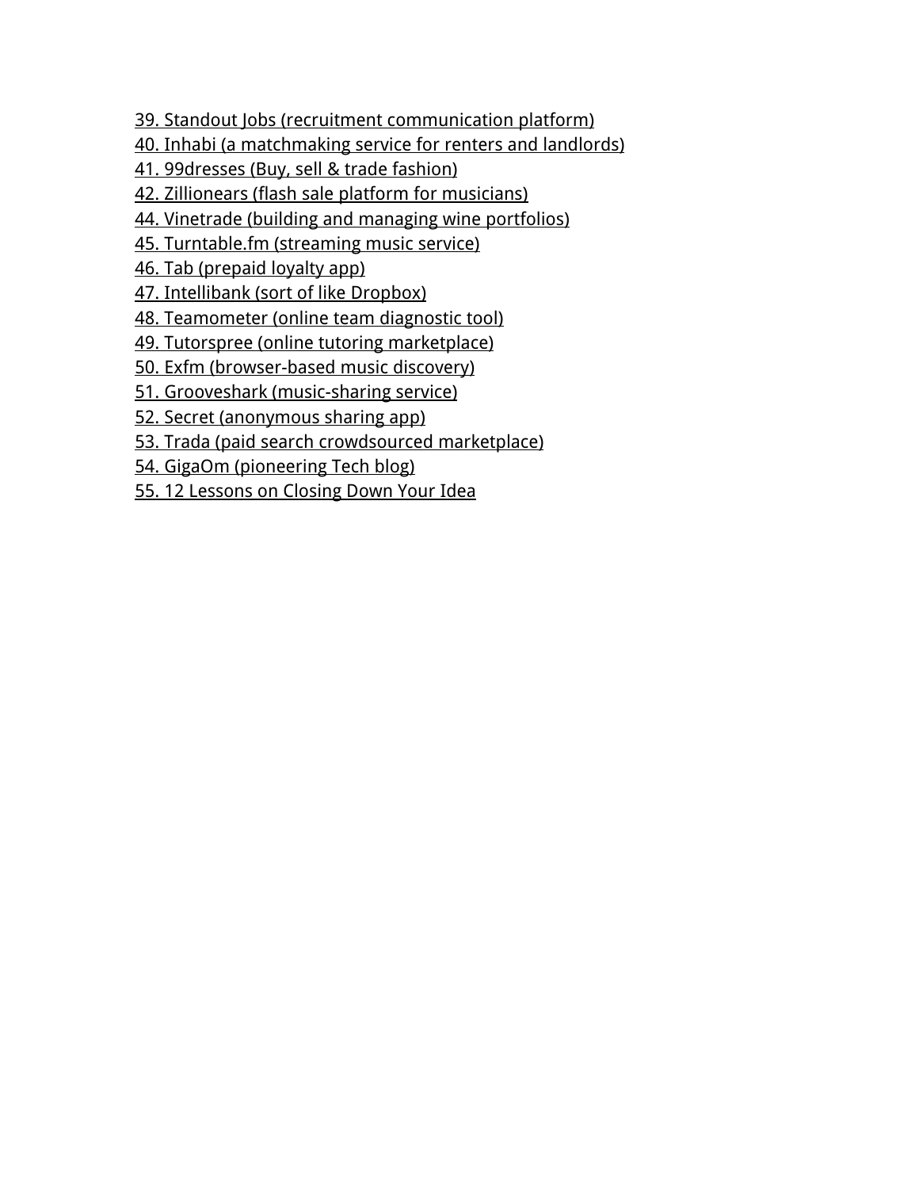39. Standout Jobs (recruitment communication platform)
40. Inhabi (a matchmaking service for renters and landlords)
41. 99dresses (Buy, sell & trade fashion)
42. Zillionears (flash sale platform for musicians)
44. Vinetrade (building and managing wine portfolios)
45. Turntable.fm (streaming music service)
46. Tab (prepaid loyalty app)
47. Intellibank (sort of like Dropbox)
48. Teamometer (online team diagnostic tool)
49. Tutorspree (online tutoring marketplace)
50. Exfm (browser-based music discovery)
51. Grooveshark (music-sharing service)
52. Secret (anonymous sharing app)
53. Trada (paid search crowdsourced marketplace)
54. GigaOm (pioneering Tech blog)
55. 12 Lessons on Closing Down Your Idea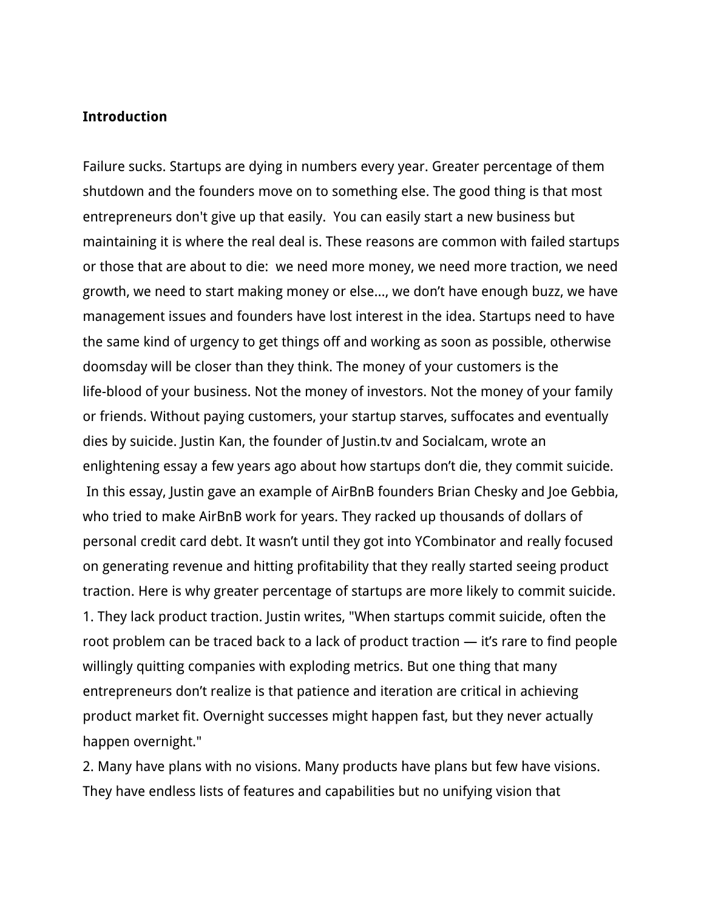**Introduction**

Failure sucks. Startups are dying in numbers every year. Greater percentage of them shutdown and the founders move on to something else. The good thing is that most entrepreneurs don't give up that easily.  You can easily start a new business but maintaining it is where the real deal is. These reasons are common with failed startups or those that are about to die:  we need more money, we need more traction, we need growth, we need to start making money or else..., we don't have enough buzz, we have management issues and founders have lost interest in the idea. Startups need to have the same kind of urgency to get things off and working as soon as possible, otherwise doomsday will be closer than they think. The money of your customers is the life-blood of your business. Not the money of investors. Not the money of your family or friends. Without paying customers, your startup starves, suffocates and eventually dies by suicide. Justin Kan, the founder of Justin.tv and Socialcam, wrote an enlightening essay a few years ago about how startups don't die, they commit suicide.  In this essay, Justin gave an example of AirBnB founders Brian Chesky and Joe Gebbia, who tried to make AirBnB work for years. They racked up thousands of dollars of personal credit card debt. It wasn't until they got into YCombinator and really focused on generating revenue and hitting profitability that they really started seeing product traction. Here is why greater percentage of startups are more likely to commit suicide.

1. They lack product traction. Justin writes, "When startups commit suicide, often the root problem can be traced back to a lack of product traction — it's rare to find people willingly quitting companies with exploding metrics. But one thing that many entrepreneurs don't realize is that patience and iteration are critical in achieving product market fit. Overnight successes might happen fast, but they never actually happen overnight."

2. Many have plans with no visions. Many products have plans but few have visions. They have endless lists of features and capabilities but no unifying vision that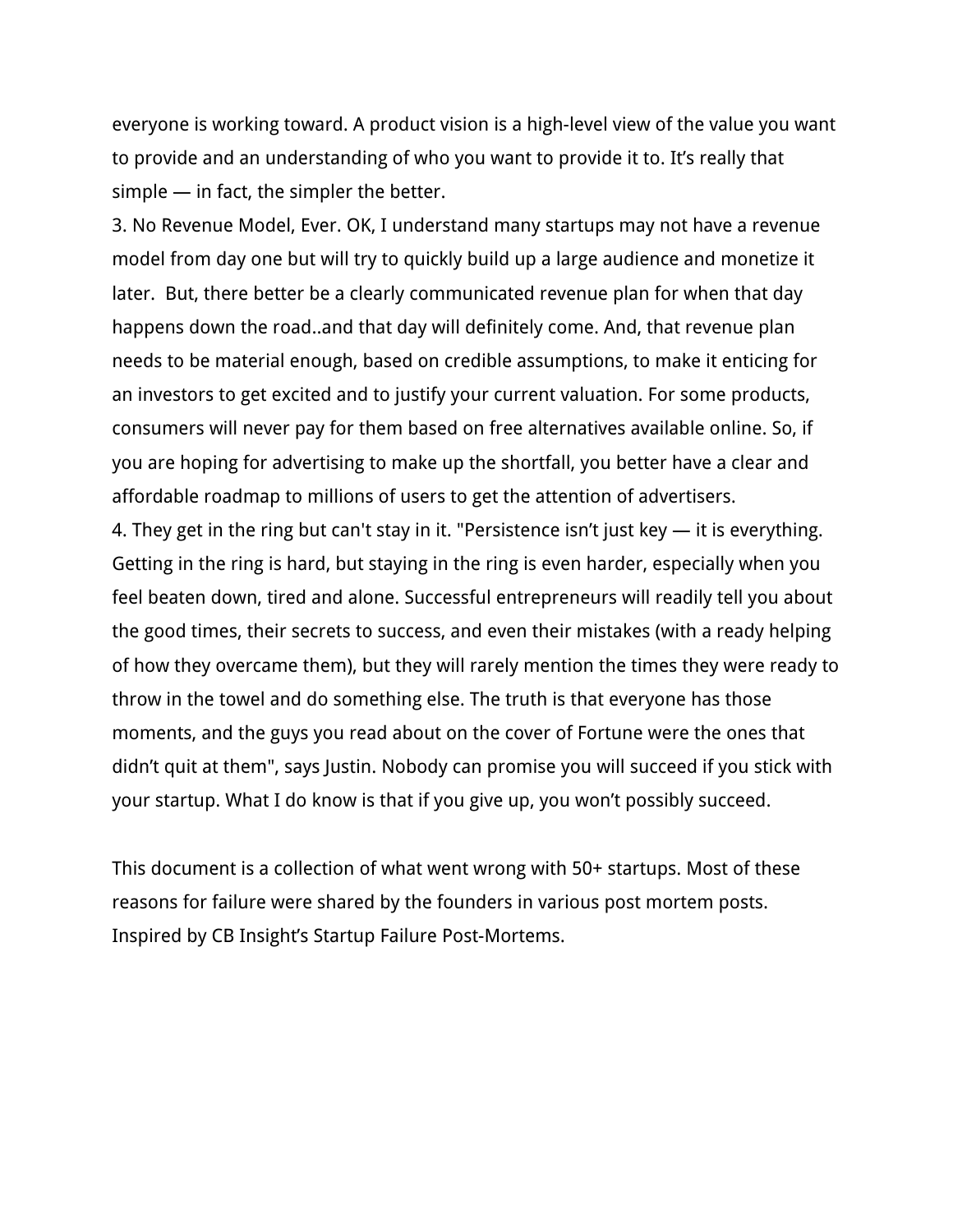everyone is working toward. A product vision is a high-level view of the value you want to provide and an understanding of who you want to provide it to. It's really that simple — in fact, the simpler the better.

3. No Revenue Model, Ever. OK, I understand many startups may not have a revenue model from day one but will try to quickly build up a large audience and monetize it later.  But, there better be a clearly communicated revenue plan for when that day happens down the road..and that day will definitely come. And, that revenue plan needs to be material enough, based on credible assumptions, to make it enticing for an investors to get excited and to justify your current valuation. For some products, consumers will never pay for them based on free alternatives available online. So, if you are hoping for advertising to make up the shortfall, you better have a clear and affordable roadmap to millions of users to get the attention of advertisers.
4. They get in the ring but can't stay in it. "Persistence isn't just key — it is everything. Getting in the ring is hard, but staying in the ring is even harder, especially when you feel beaten down, tired and alone. Successful entrepreneurs will readily tell you about the good times, their secrets to success, and even their mistakes (with a ready helping of how they overcame them), but they will rarely mention the times they were ready to throw in the towel and do something else. The truth is that everyone has those moments, and the guys you read about on the cover of Fortune were the ones that didn't quit at them", says Justin. Nobody can promise you will succeed if you stick with your startup. What I do know is that if you give up, you won't possibly succeed.

This document is a collection of what went wrong with 50+ startups. Most of these reasons for failure were shared by the founders in various post mortem posts. Inspired by CB Insight's Startup Failure Post-Mortems.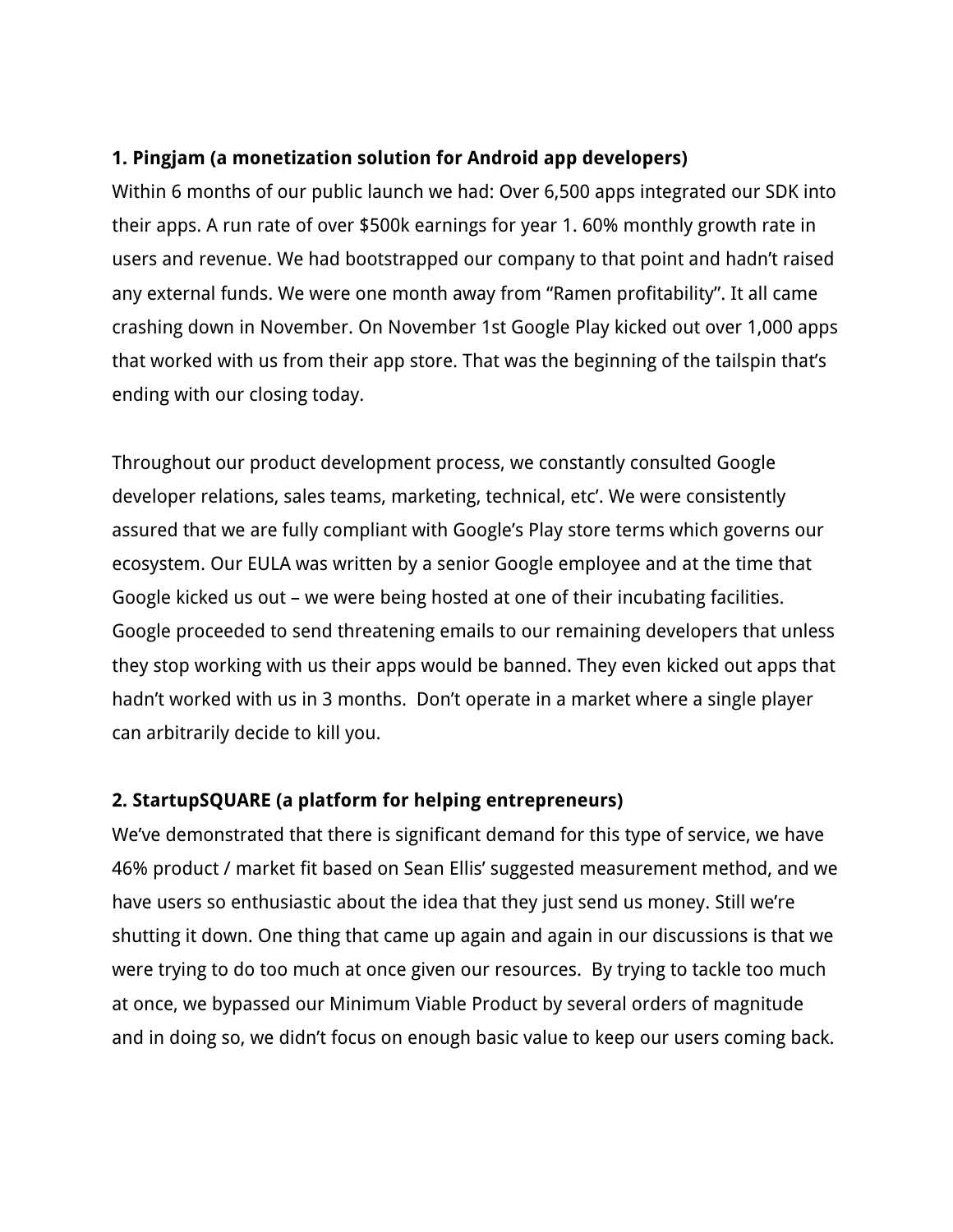**1. Pingjam (a monetization solution for Android app developers)**

Within 6 months of our public launch we had: Over 6,500 apps integrated our SDK into their apps. A run rate of over $500k earnings for year 1. 60% monthly growth rate in users and revenue. We had bootstrapped our company to that point and hadn't raised any external funds. We were one month away from "Ramen profitability". It all came crashing down in November. On November 1st Google Play kicked out over 1,000 apps that worked with us from their app store. That was the beginning of the tailspin that's ending with our closing today.

Throughout our product development process, we constantly consulted Google developer relations, sales teams, marketing, technical, etc'. We were consistently assured that we are fully compliant with Google's Play store terms which governs our ecosystem. Our EULA was written by a senior Google employee and at the time that Google kicked us out – we were being hosted at one of their incubating facilities. Google proceeded to send threatening emails to our remaining developers that unless they stop working with us their apps would be banned. They even kicked out apps that hadn't worked with us in 3 months. Don't operate in a market where a single player can arbitrarily decide to kill you.

**2. StartupSQUARE (a platform for helping entrepreneurs)**

We've demonstrated that there is significant demand for this type of service, we have 46% product / market fit based on Sean Ellis' suggested measurement method, and we have users so enthusiastic about the idea that they just send us money. Still we're shutting it down. One thing that came up again and again in our discussions is that we were trying to do too much at once given our resources. By trying to tackle too much at once, we bypassed our Minimum Viable Product by several orders of magnitude and in doing so, we didn't focus on enough basic value to keep our users coming back.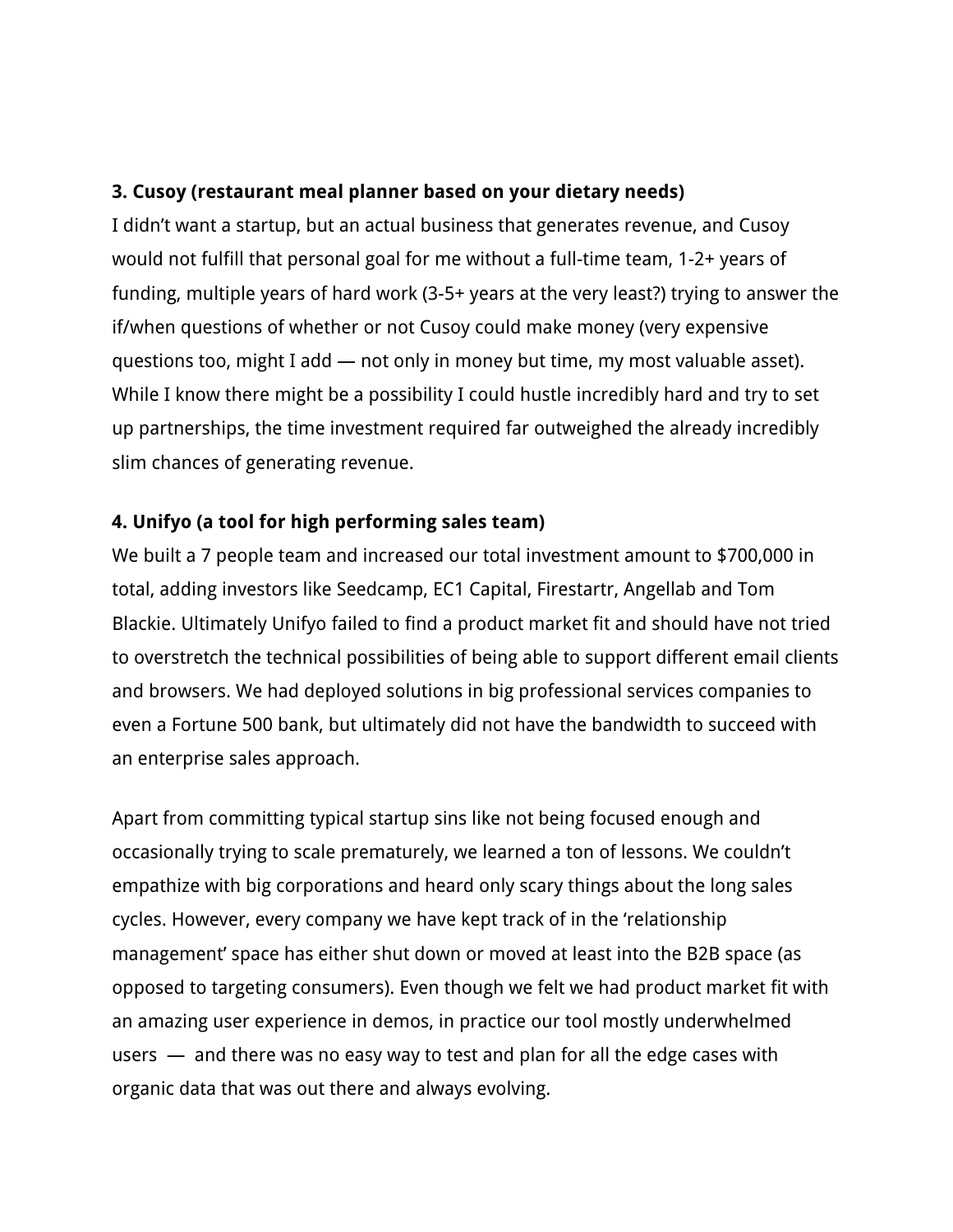**3. Cusoy (restaurant meal planner based on your dietary needs)**

I didn't want a startup, but an actual business that generates revenue, and Cusoy would not fulfill that personal goal for me without a full-time team, 1-2+ years of funding, multiple years of hard work (3-5+ years at the very least?) trying to answer the if/when questions of whether or not Cusoy could make money (very expensive questions too, might I add — not only in money but time, my most valuable asset). While I know there might be a possibility I could hustle incredibly hard and try to set up partnerships, the time investment required far outweighed the already incredibly slim chances of generating revenue.

**4. Unifyo (a tool for high performing sales team)**

We built a 7 people team and increased our total investment amount to $700,000 in total, adding investors like Seedcamp, EC1 Capital, Firestartr, Angellab and Tom Blackie. Ultimately Unifyo failed to find a product market fit and should have not tried to overstretch the technical possibilities of being able to support different email clients and browsers. We had deployed solutions in big professional services companies to even a Fortune 500 bank, but ultimately did not have the bandwidth to succeed with an enterprise sales approach.

Apart from committing typical startup sins like not being focused enough and occasionally trying to scale prematurely, we learned a ton of lessons. We couldn't empathize with big corporations and heard only scary things about the long sales cycles. However, every company we have kept track of in the 'relationship management' space has either shut down or moved at least into the B2B space (as opposed to targeting consumers). Even though we felt we had product market fit with an amazing user experience in demos, in practice our tool mostly underwhelmed users — and there was no easy way to test and plan for all the edge cases with organic data that was out there and always evolving.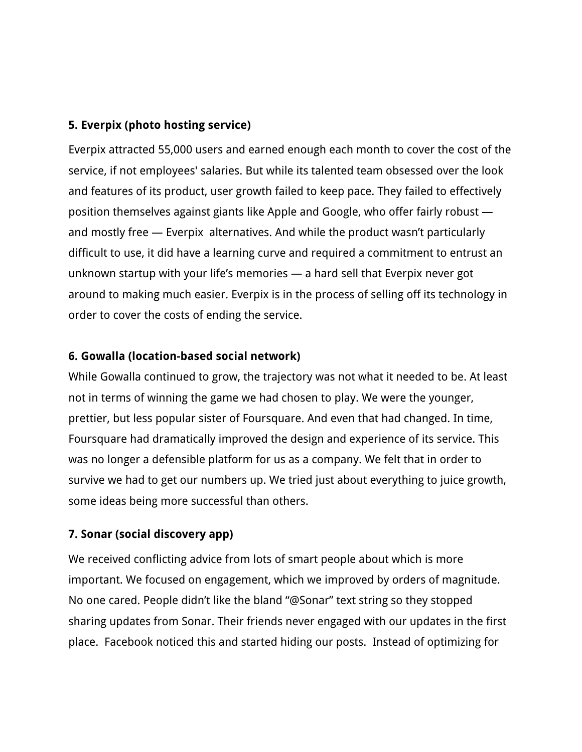**5. Everpix (photo hosting service)**

Everpix attracted 55,000 users and earned enough each month to cover the cost of the service, if not employees' salaries. But while its talented team obsessed over the look and features of its product, user growth failed to keep pace. They failed to effectively position themselves against giants like Apple and Google, who offer fairly robust — and mostly free — Everpix alternatives. And while the product wasn't particularly difficult to use, it did have a learning curve and required a commitment to entrust an unknown startup with your life's memories — a hard sell that Everpix never got around to making much easier. Everpix is in the process of selling off its technology in order to cover the costs of ending the service.

**6. Gowalla (location-based social network)**

While Gowalla continued to grow, the trajectory was not what it needed to be. At least not in terms of winning the game we had chosen to play. We were the younger, prettier, but less popular sister of Foursquare. And even that had changed. In time, Foursquare had dramatically improved the design and experience of its service. This was no longer a defensible platform for us as a company. We felt that in order to survive we had to get our numbers up. We tried just about everything to juice growth, some ideas being more successful than others.

**7. Sonar (social discovery app)**

We received conflicting advice from lots of smart people about which is more important. We focused on engagement, which we improved by orders of magnitude. No one cared. People didn't like the bland "@Sonar" text string so they stopped sharing updates from Sonar. Their friends never engaged with our updates in the first place. Facebook noticed this and started hiding our posts. Instead of optimizing for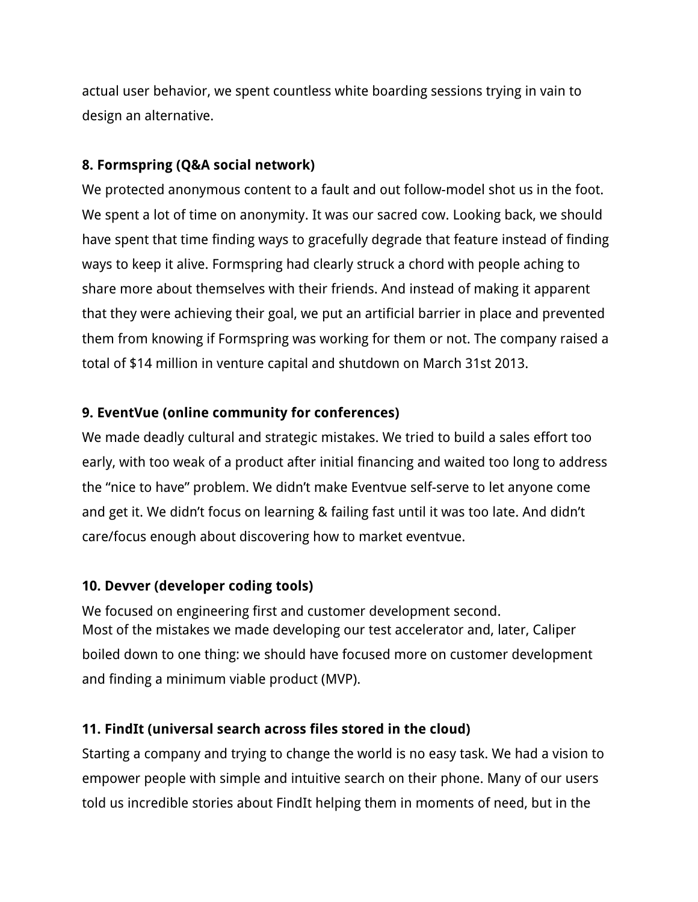actual user behavior, we spent countless white boarding sessions trying in vain to design an alternative.

**8. Formspring (Q&A social network)**

We protected anonymous content to a fault and out follow-model shot us in the foot. We spent a lot of time on anonymity. It was our sacred cow. Looking back, we should have spent that time finding ways to gracefully degrade that feature instead of finding ways to keep it alive. Formspring had clearly struck a chord with people aching to share more about themselves with their friends. And instead of making it apparent that they were achieving their goal, we put an artificial barrier in place and prevented them from knowing if Formspring was working for them or not. The company raised a total of $14 million in venture capital and shutdown on March 31st 2013.

**9. EventVue (online community for conferences)**

We made deadly cultural and strategic mistakes. We tried to build a sales effort too early, with too weak of a product after initial financing and waited too long to address the "nice to have" problem. We didn't make Eventvue self-serve to let anyone come and get it. We didn't focus on learning & failing fast until it was too late. And didn't care/focus enough about discovering how to market eventvue.

**10. Devver (developer coding tools)**

We focused on engineering first and customer development second.
Most of the mistakes we made developing our test accelerator and, later, Caliper boiled down to one thing: we should have focused more on customer development and finding a minimum viable product (MVP).

**11. FindIt (universal search across files stored in the cloud)**

Starting a company and trying to change the world is no easy task. We had a vision to empower people with simple and intuitive search on their phone. Many of our users told us incredible stories about FindIt helping them in moments of need, but in the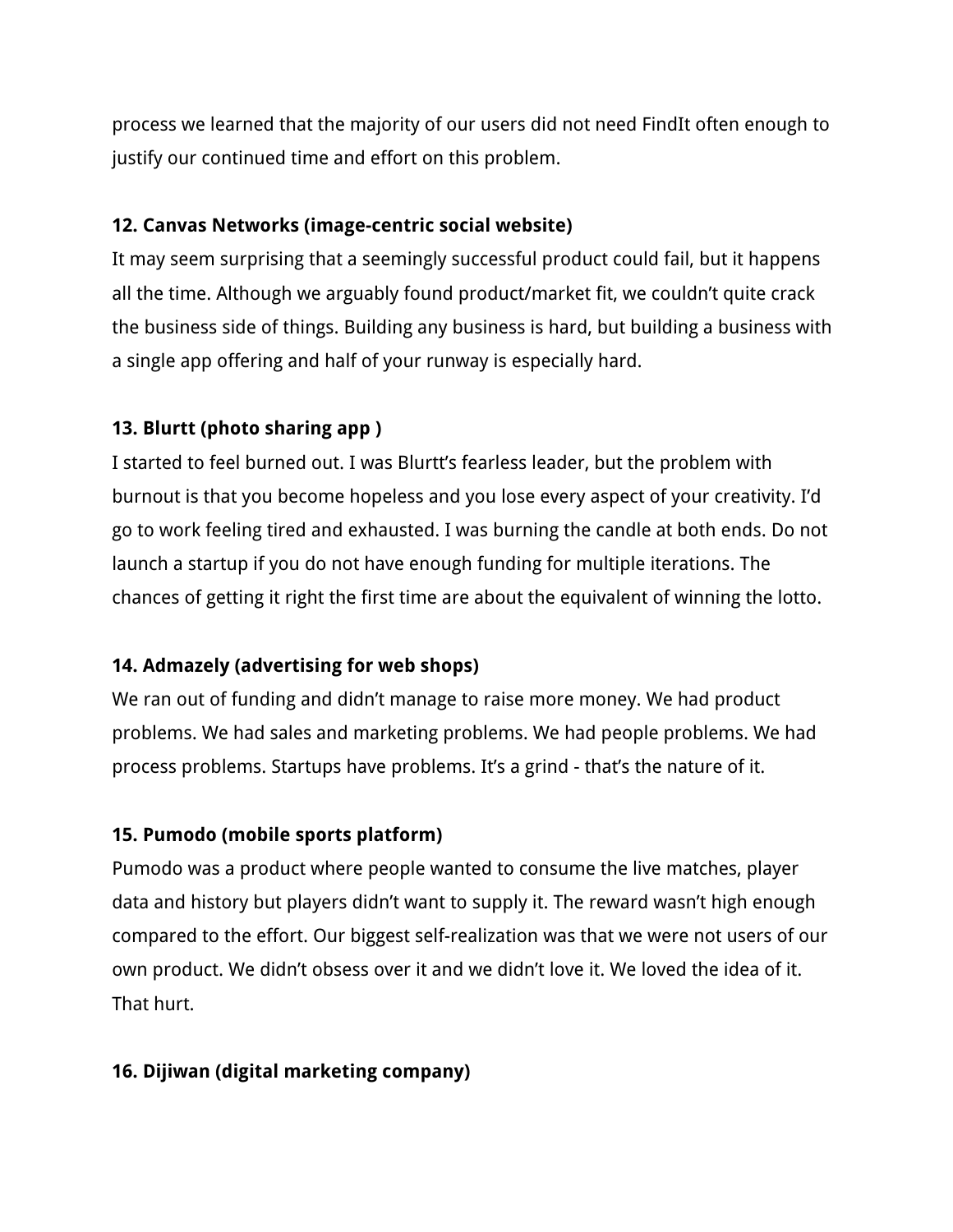process we learned that the majority of our users did not need FindIt often enough to justify our continued time and effort on this problem.

**12. Canvas Networks (image-centric social website)**

It may seem surprising that a seemingly successful product could fail, but it happens all the time. Although we arguably found product/market fit, we couldn't quite crack the business side of things. Building any business is hard, but building a business with a single app offering and half of your runway is especially hard.

**13. Blurtt (photo sharing app )**

I started to feel burned out. I was Blurtt's fearless leader, but the problem with burnout is that you become hopeless and you lose every aspect of your creativity. I'd go to work feeling tired and exhausted. I was burning the candle at both ends. Do not launch a startup if you do not have enough funding for multiple iterations. The chances of getting it right the first time are about the equivalent of winning the lotto.

**14. Admazely (advertising for web shops)**

We ran out of funding and didn't manage to raise more money. We had product problems. We had sales and marketing problems. We had people problems. We had process problems. Startups have problems. It's a grind - that's the nature of it.

**15. Pumodo (mobile sports platform)**

Pumodo was a product where people wanted to consume the live matches, player data and history but players didn't want to supply it. The reward wasn't high enough compared to the effort. Our biggest self-realization was that we were not users of our own product. We didn't obsess over it and we didn't love it. We loved the idea of it. That hurt.

**16. Dijiwan (digital marketing company)**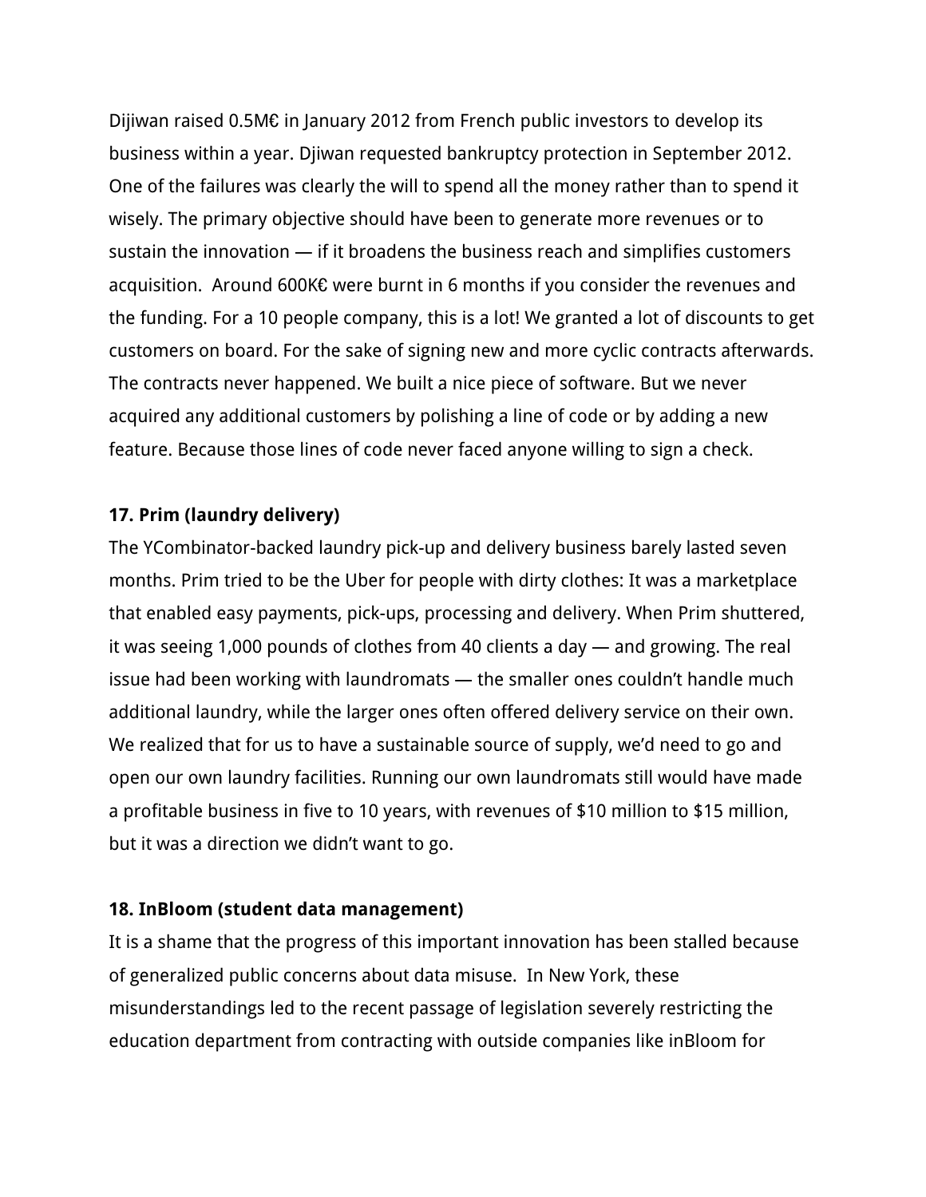Dijiwan raised 0.5M€ in January 2012 from French public investors to develop its business within a year. Djiwan requested bankruptcy protection in September 2012. One of the failures was clearly the will to spend all the money rather than to spend it wisely. The primary objective should have been to generate more revenues or to sustain the innovation — if it broadens the business reach and simplifies customers acquisition.  Around 600K€ were burnt in 6 months if you consider the revenues and the funding. For a 10 people company, this is a lot! We granted a lot of discounts to get customers on board. For the sake of signing new and more cyclic contracts afterwards. The contracts never happened. We built a nice piece of software. But we never acquired any additional customers by polishing a line of code or by adding a new feature. Because those lines of code never faced anyone willing to sign a check.

**17. Prim (laundry delivery)**

The YCombinator-backed laundry pick-up and delivery business barely lasted seven months. Prim tried to be the Uber for people with dirty clothes: It was a marketplace that enabled easy payments, pick-ups, processing and delivery. When Prim shuttered, it was seeing 1,000 pounds of clothes from 40 clients a day — and growing. The real issue had been working with laundromats — the smaller ones couldn't handle much additional laundry, while the larger ones often offered delivery service on their own. We realized that for us to have a sustainable source of supply, we'd need to go and open our own laundry facilities. Running our own laundromats still would have made a profitable business in five to 10 years, with revenues of $10 million to $15 million, but it was a direction we didn't want to go.

**18. InBloom (student data management)**

It is a shame that the progress of this important innovation has been stalled because of generalized public concerns about data misuse.  In New York, these misunderstandings led to the recent passage of legislation severely restricting the education department from contracting with outside companies like inBloom for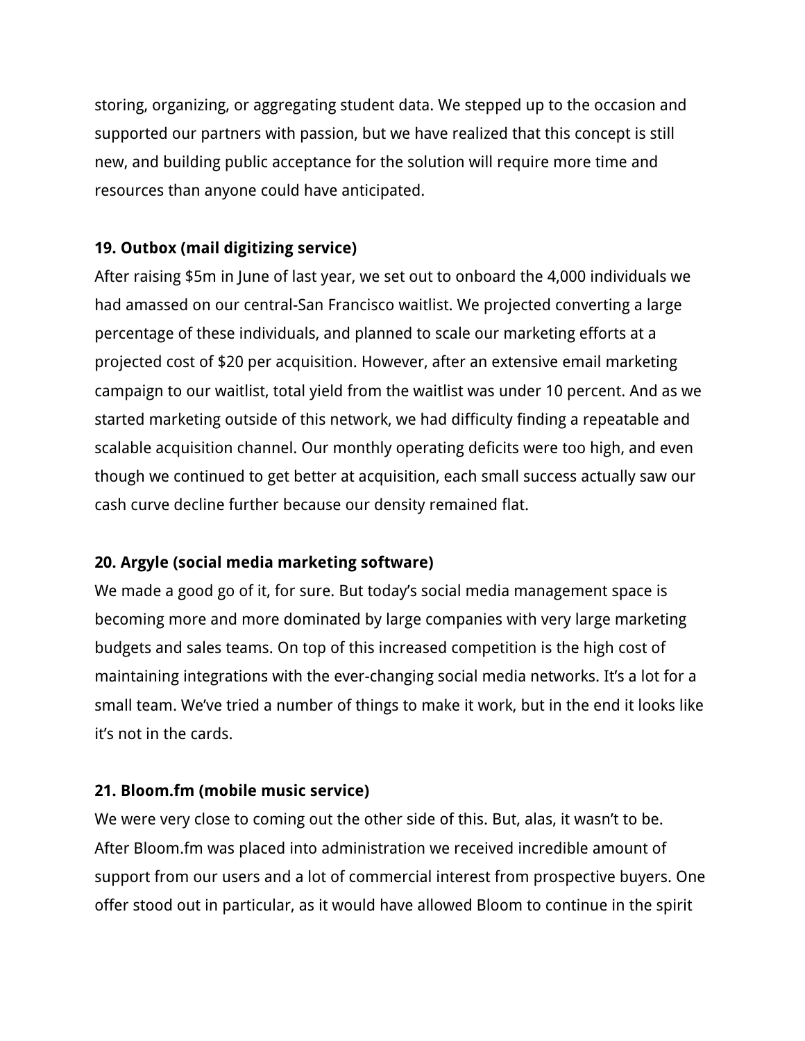storing, organizing, or aggregating student data. We stepped up to the occasion and supported our partners with passion, but we have realized that this concept is still new, and building public acceptance for the solution will require more time and resources than anyone could have anticipated.

**19. Outbox (mail digitizing service)**

After raising $5m in June of last year, we set out to onboard the 4,000 individuals we had amassed on our central-San Francisco waitlist. We projected converting a large percentage of these individuals, and planned to scale our marketing efforts at a projected cost of $20 per acquisition. However, after an extensive email marketing campaign to our waitlist, total yield from the waitlist was under 10 percent. And as we started marketing outside of this network, we had difficulty finding a repeatable and scalable acquisition channel. Our monthly operating deficits were too high, and even though we continued to get better at acquisition, each small success actually saw our cash curve decline further because our density remained flat.

**20. Argyle (social media marketing software)**

We made a good go of it, for sure. But today's social media management space is becoming more and more dominated by large companies with very large marketing budgets and sales teams. On top of this increased competition is the high cost of maintaining integrations with the ever-changing social media networks. It's a lot for a small team. We've tried a number of things to make it work, but in the end it looks like it's not in the cards.

**21. Bloom.fm (mobile music service)**

We were very close to coming out the other side of this. But, alas, it wasn't to be. After Bloom.fm was placed into administration we received incredible amount of support from our users and a lot of commercial interest from prospective buyers. One offer stood out in particular, as it would have allowed Bloom to continue in the spirit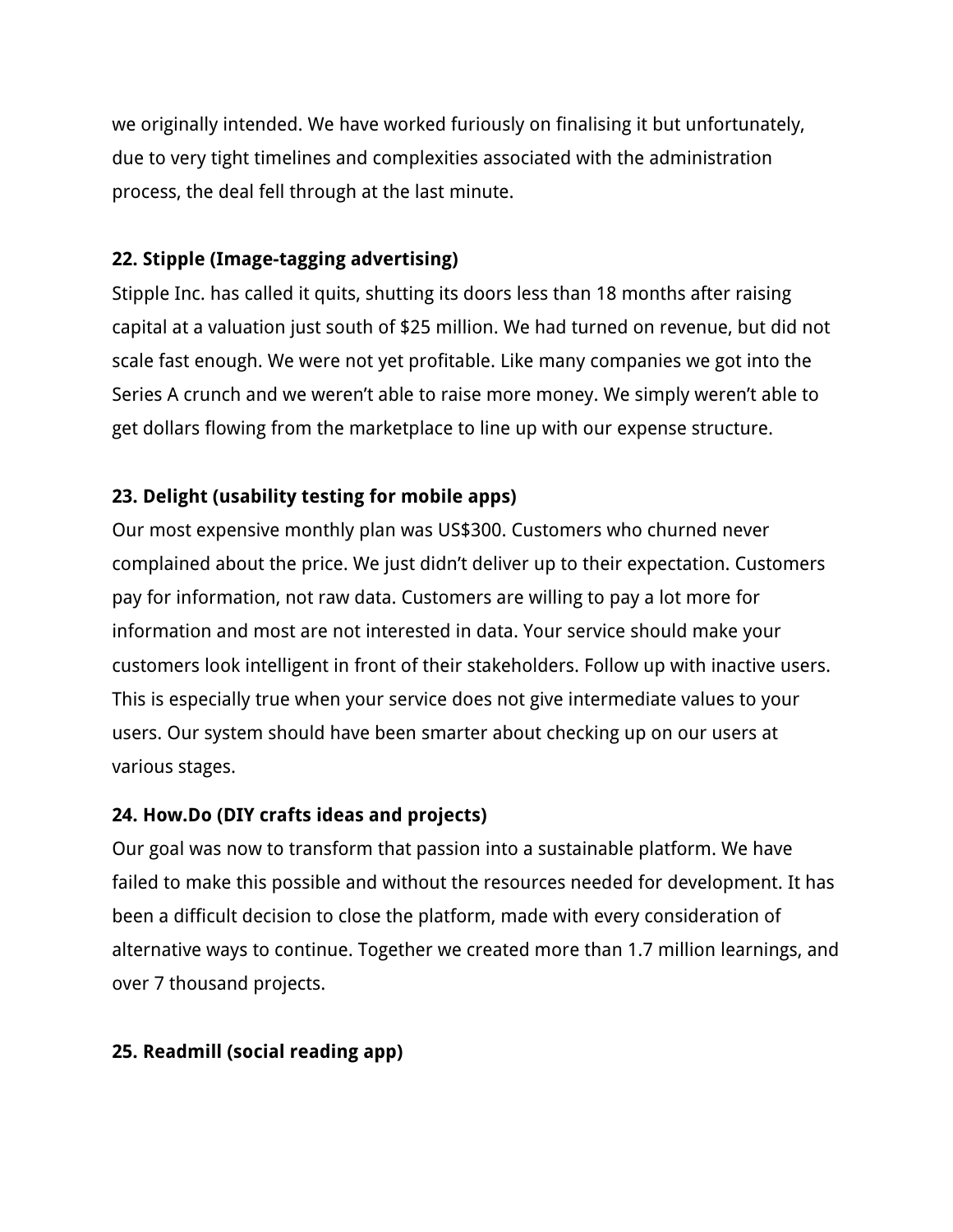we originally intended. We have worked furiously on finalising it but unfortunately, due to very tight timelines and complexities associated with the administration process, the deal fell through at the last minute.

**22. Stipple (Image-tagging advertising)**

Stipple Inc. has called it quits, shutting its doors less than 18 months after raising capital at a valuation just south of $25 million. We had turned on revenue, but did not scale fast enough. We were not yet profitable. Like many companies we got into the Series A crunch and we weren't able to raise more money. We simply weren't able to get dollars flowing from the marketplace to line up with our expense structure.

**23. Delight (usability testing for mobile apps)**

Our most expensive monthly plan was US$300. Customers who churned never complained about the price. We just didn't deliver up to their expectation. Customers pay for information, not raw data. Customers are willing to pay a lot more for information and most are not interested in data. Your service should make your customers look intelligent in front of their stakeholders. Follow up with inactive users. This is especially true when your service does not give intermediate values to your users. Our system should have been smarter about checking up on our users at various stages.

**24. How.Do (DIY crafts ideas and projects)**

Our goal was now to transform that passion into a sustainable platform. We have failed to make this possible and without the resources needed for development. It has been a difficult decision to close the platform, made with every consideration of alternative ways to continue. Together we created more than 1.7 million learnings, and over 7 thousand projects.

**25. Readmill (social reading app)**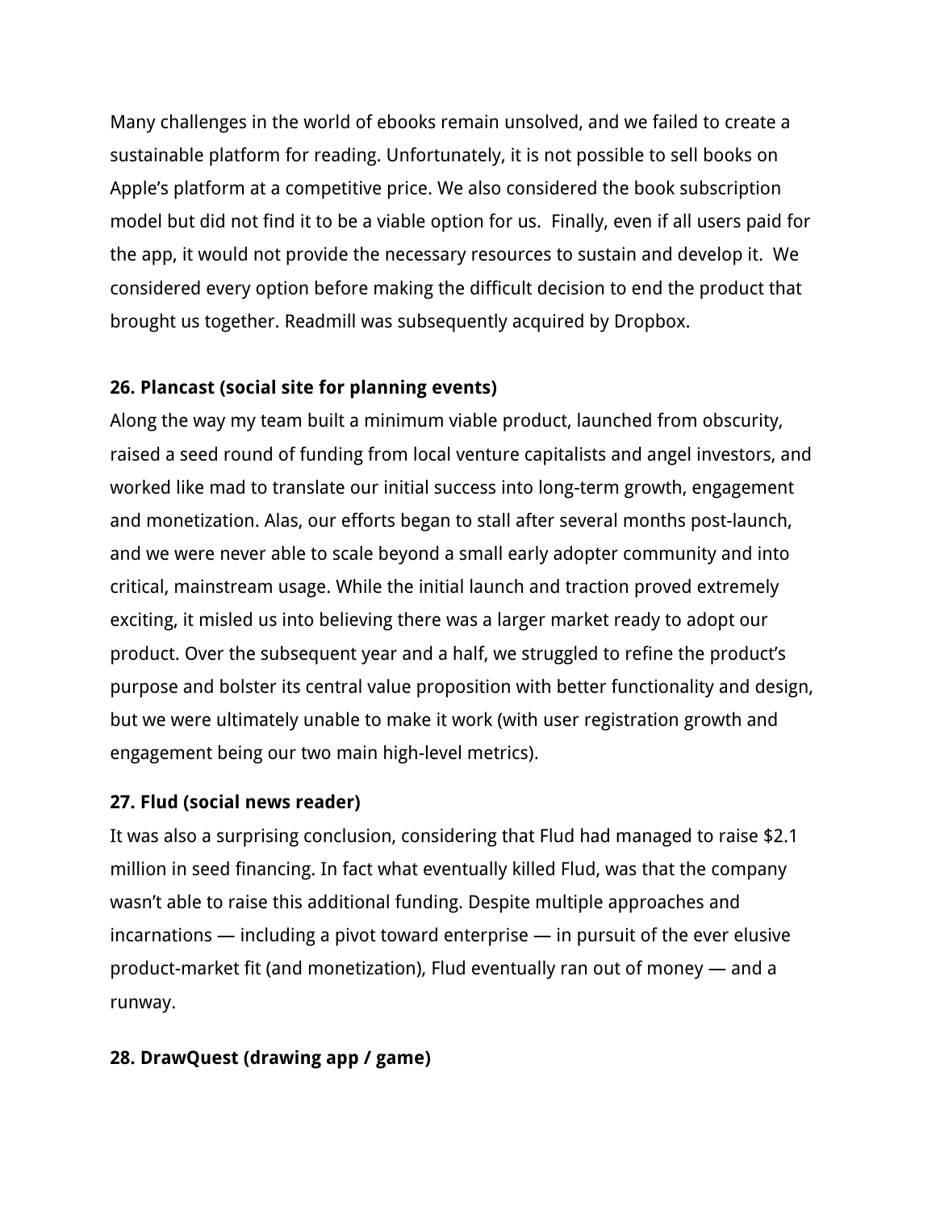Many challenges in the world of ebooks remain unsolved, and we failed to create a sustainable platform for reading. Unfortunately, it is not possible to sell books on Apple's platform at a competitive price. We also considered the book subscription model but did not find it to be a viable option for us. Finally, even if all users paid for the app, it would not provide the necessary resources to sustain and develop it. We considered every option before making the difficult decision to end the product that brought us together. Readmill was subsequently acquired by Dropbox.

**26. Plancast (social site for planning events)**

Along the way my team built a minimum viable product, launched from obscurity, raised a seed round of funding from local venture capitalists and angel investors, and worked like mad to translate our initial success into long-term growth, engagement and monetization. Alas, our efforts began to stall after several months post-launch, and we were never able to scale beyond a small early adopter community and into critical, mainstream usage. While the initial launch and traction proved extremely exciting, it misled us into believing there was a larger market ready to adopt our product. Over the subsequent year and a half, we struggled to refine the product's purpose and bolster its central value proposition with better functionality and design, but we were ultimately unable to make it work (with user registration growth and engagement being our two main high-level metrics).

**27. Flud (social news reader)**

It was also a surprising conclusion, considering that Flud had managed to raise $2.1 million in seed financing. In fact what eventually killed Flud, was that the company wasn't able to raise this additional funding. Despite multiple approaches and incarnations — including a pivot toward enterprise — in pursuit of the ever elusive product-market fit (and monetization), Flud eventually ran out of money — and a runway.

**28. DrawQuest (drawing app / game)**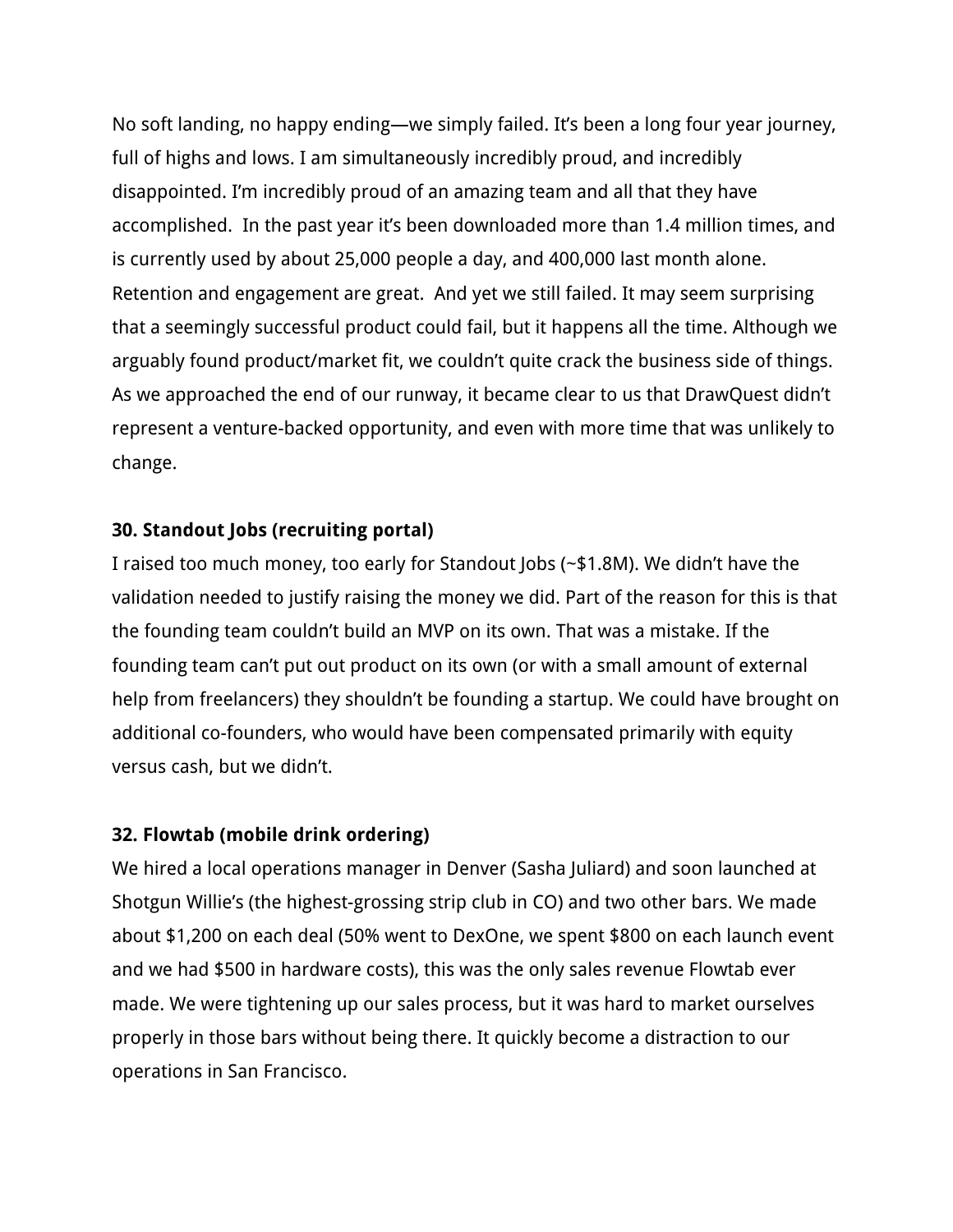No soft landing, no happy ending—we simply failed. It's been a long four year journey, full of highs and lows. I am simultaneously incredibly proud, and incredibly disappointed. I'm incredibly proud of an amazing team and all that they have accomplished. In the past year it's been downloaded more than 1.4 million times, and is currently used by about 25,000 people a day, and 400,000 last month alone. Retention and engagement are great. And yet we still failed. It may seem surprising that a seemingly successful product could fail, but it happens all the time. Although we arguably found product/market fit, we couldn't quite crack the business side of things. As we approached the end of our runway, it became clear to us that DrawQuest didn't represent a venture-backed opportunity, and even with more time that was unlikely to change.

**30. Standout Jobs (recruiting portal)**

I raised too much money, too early for Standout Jobs (~$1.8M). We didn't have the validation needed to justify raising the money we did. Part of the reason for this is that the founding team couldn't build an MVP on its own. That was a mistake. If the founding team can't put out product on its own (or with a small amount of external help from freelancers) they shouldn't be founding a startup. We could have brought on additional co-founders, who would have been compensated primarily with equity versus cash, but we didn't.

**32. Flowtab (mobile drink ordering)**

We hired a local operations manager in Denver (Sasha Juliard) and soon launched at Shotgun Willie's (the highest-grossing strip club in CO) and two other bars. We made about $1,200 on each deal (50% went to DexOne, we spent $800 on each launch event and we had $500 in hardware costs), this was the only sales revenue Flowtab ever made. We were tightening up our sales process, but it was hard to market ourselves properly in those bars without being there. It quickly become a distraction to our operations in San Francisco.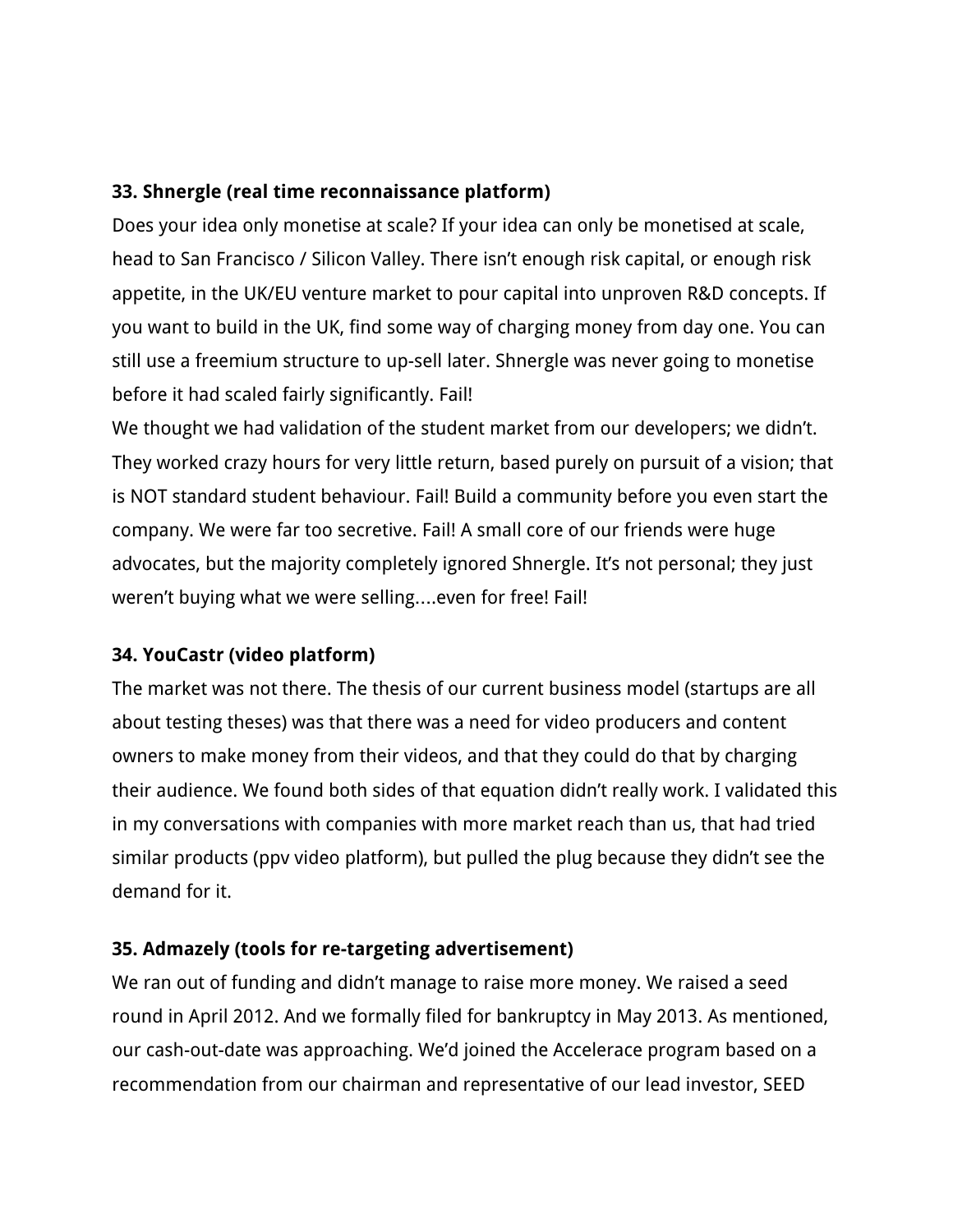**33. Shnergle (real time reconnaissance platform)**

Does your idea only monetise at scale? If your idea can only be monetised at scale, head to San Francisco / Silicon Valley. There isn't enough risk capital, or enough risk appetite, in the UK/EU venture market to pour capital into unproven R&D concepts. If you want to build in the UK, find some way of charging money from day one. You can still use a freemium structure to up-sell later. Shnergle was never going to monetise before it had scaled fairly significantly. Fail!

We thought we had validation of the student market from our developers; we didn't. They worked crazy hours for very little return, based purely on pursuit of a vision; that is NOT standard student behaviour. Fail! Build a community before you even start the company. We were far too secretive. Fail! A small core of our friends were huge advocates, but the majority completely ignored Shnergle. It's not personal; they just weren't buying what we were selling....even for free! Fail!

**34. YouCastr (video platform)**

The market was not there. The thesis of our current business model (startups are all about testing theses) was that there was a need for video producers and content owners to make money from their videos, and that they could do that by charging their audience. We found both sides of that equation didn't really work. I validated this in my conversations with companies with more market reach than us, that had tried similar products (ppv video platform), but pulled the plug because they didn't see the demand for it.

**35. Admazely (tools for re-targeting advertisement)**

We ran out of funding and didn't manage to raise more money. We raised a seed round in April 2012. And we formally filed for bankruptcy in May 2013. As mentioned, our cash-out-date was approaching. We'd joined the Accelerace program based on a recommendation from our chairman and representative of our lead investor, SEED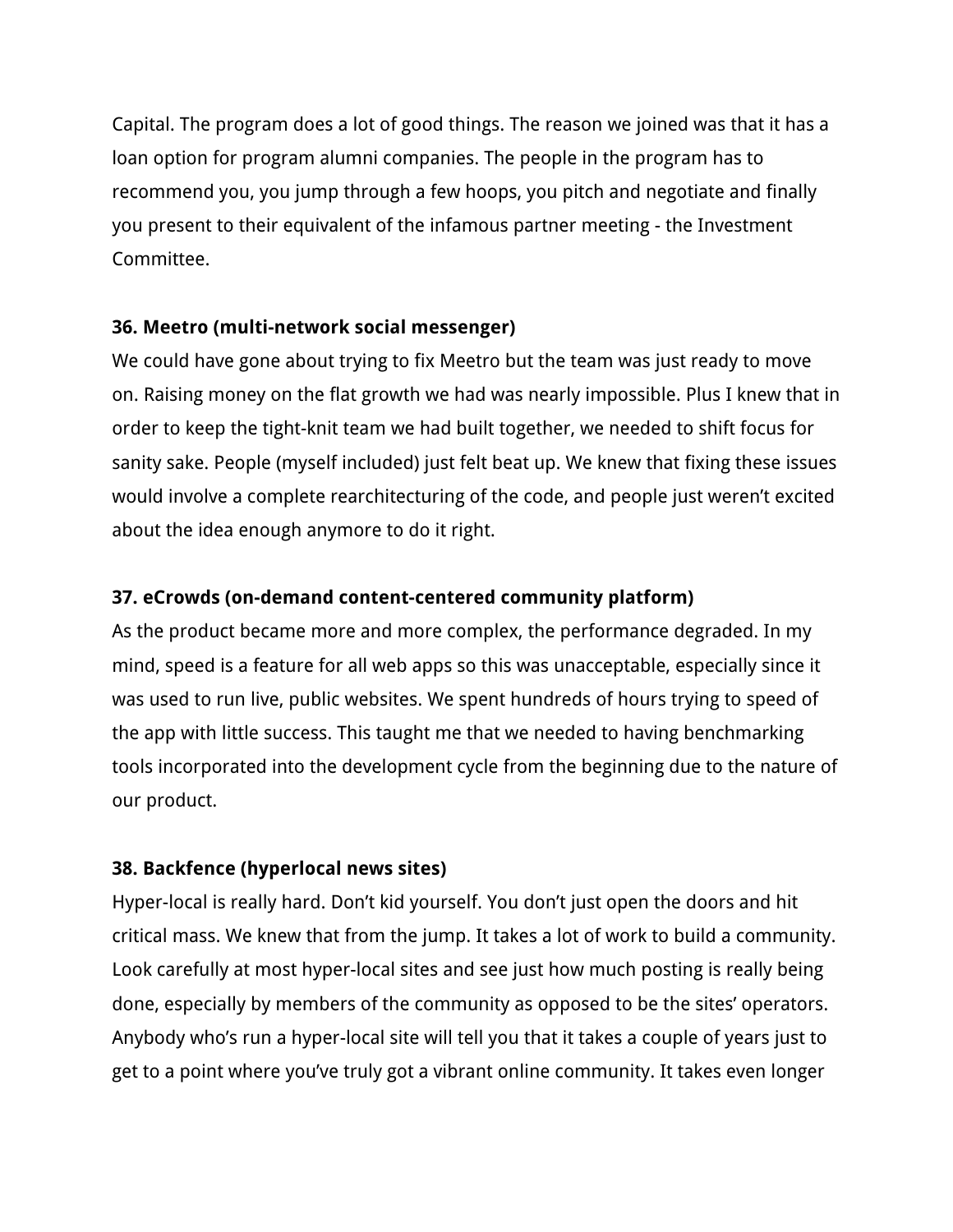Capital. The program does a lot of good things. The reason we joined was that it has a loan option for program alumni companies. The people in the program has to recommend you, you jump through a few hoops, you pitch and negotiate and finally you present to their equivalent of the infamous partner meeting - the Investment Committee.

**36. Meetro (multi-network social messenger)**

We could have gone about trying to fix Meetro but the team was just ready to move on. Raising money on the flat growth we had was nearly impossible. Plus I knew that in order to keep the tight-knit team we had built together, we needed to shift focus for sanity sake. People (myself included) just felt beat up. We knew that fixing these issues would involve a complete rearchitecturing of the code, and people just weren't excited about the idea enough anymore to do it right.

**37. eCrowds (on-demand content-centered community platform)**

As the product became more and more complex, the performance degraded. In my mind, speed is a feature for all web apps so this was unacceptable, especially since it was used to run live, public websites. We spent hundreds of hours trying to speed of the app with little success. This taught me that we needed to having benchmarking tools incorporated into the development cycle from the beginning due to the nature of our product.

**38. Backfence (hyperlocal news sites)**

Hyper-local is really hard. Don't kid yourself. You don't just open the doors and hit critical mass. We knew that from the jump. It takes a lot of work to build a community. Look carefully at most hyper-local sites and see just how much posting is really being done, especially by members of the community as opposed to be the sites' operators. Anybody who's run a hyper-local site will tell you that it takes a couple of years just to get to a point where you've truly got a vibrant online community. It takes even longer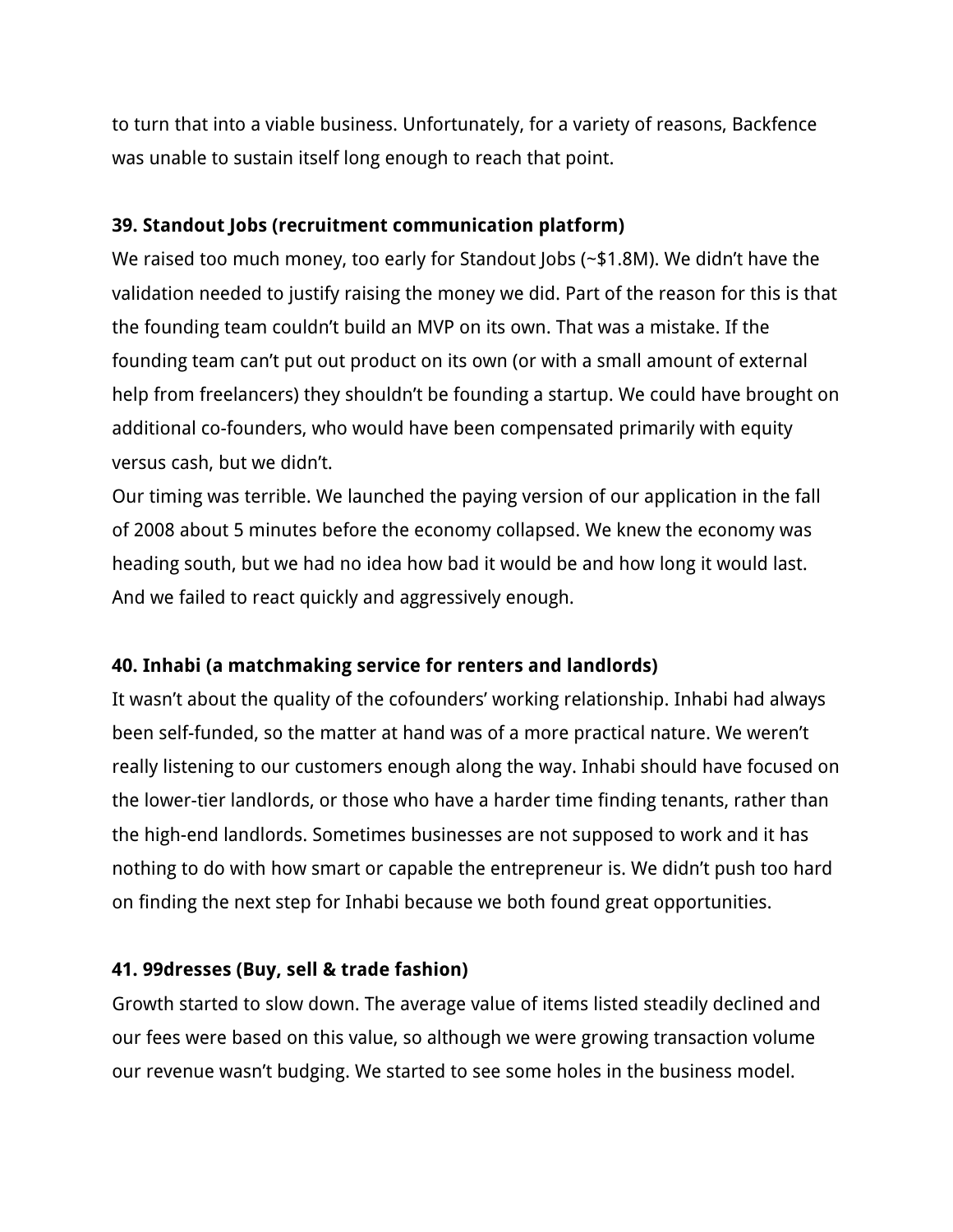to turn that into a viable business. Unfortunately, for a variety of reasons, Backfence was unable to sustain itself long enough to reach that point.

**39. Standout Jobs (recruitment communication platform)**

We raised too much money, too early for Standout Jobs (~$1.8M). We didn't have the validation needed to justify raising the money we did. Part of the reason for this is that the founding team couldn't build an MVP on its own. That was a mistake. If the founding team can't put out product on its own (or with a small amount of external help from freelancers) they shouldn't be founding a startup. We could have brought on additional co-founders, who would have been compensated primarily with equity versus cash, but we didn't.

Our timing was terrible. We launched the paying version of our application in the fall of 2008 about 5 minutes before the economy collapsed. We knew the economy was heading south, but we had no idea how bad it would be and how long it would last. And we failed to react quickly and aggressively enough.

**40. Inhabi (a matchmaking service for renters and landlords)**

It wasn't about the quality of the cofounders' working relationship. Inhabi had always been self-funded, so the matter at hand was of a more practical nature. We weren't really listening to our customers enough along the way. Inhabi should have focused on the lower-tier landlords, or those who have a harder time finding tenants, rather than the high-end landlords. Sometimes businesses are not supposed to work and it has nothing to do with how smart or capable the entrepreneur is. We didn't push too hard on finding the next step for Inhabi because we both found great opportunities.

**41. 99dresses (Buy, sell & trade fashion)**

Growth started to slow down. The average value of items listed steadily declined and our fees were based on this value, so although we were growing transaction volume our revenue wasn't budging. We started to see some holes in the business model.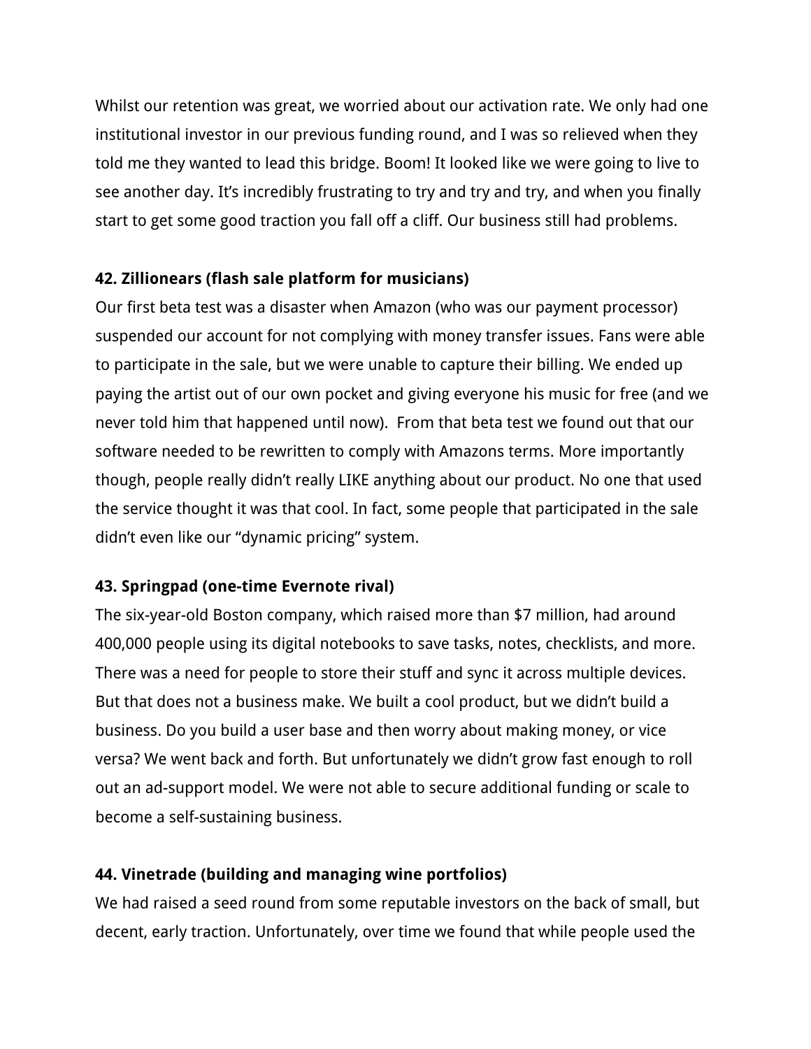Whilst our retention was great, we worried about our activation rate. We only had one institutional investor in our previous funding round, and I was so relieved when they told me they wanted to lead this bridge. Boom! It looked like we were going to live to see another day. It's incredibly frustrating to try and try and try, and when you finally start to get some good traction you fall off a cliff. Our business still had problems.

**42. Zillionears (flash sale platform for musicians)**

Our first beta test was a disaster when Amazon (who was our payment processor) suspended our account for not complying with money transfer issues. Fans were able to participate in the sale, but we were unable to capture their billing. We ended up paying the artist out of our own pocket and giving everyone his music for free (and we never told him that happened until now). From that beta test we found out that our software needed to be rewritten to comply with Amazons terms. More importantly though, people really didn't really LIKE anything about our product. No one that used the service thought it was that cool. In fact, some people that participated in the sale didn't even like our "dynamic pricing" system.

**43. Springpad (one-time Evernote rival)**

The six-year-old Boston company, which raised more than $7 million, had around 400,000 people using its digital notebooks to save tasks, notes, checklists, and more. There was a need for people to store their stuff and sync it across multiple devices. But that does not a business make. We built a cool product, but we didn't build a business. Do you build a user base and then worry about making money, or vice versa? We went back and forth. But unfortunately we didn't grow fast enough to roll out an ad-support model. We were not able to secure additional funding or scale to become a self-sustaining business.

**44. Vinetrade (building and managing wine portfolios)**

We had raised a seed round from some reputable investors on the back of small, but decent, early traction. Unfortunately, over time we found that while people used the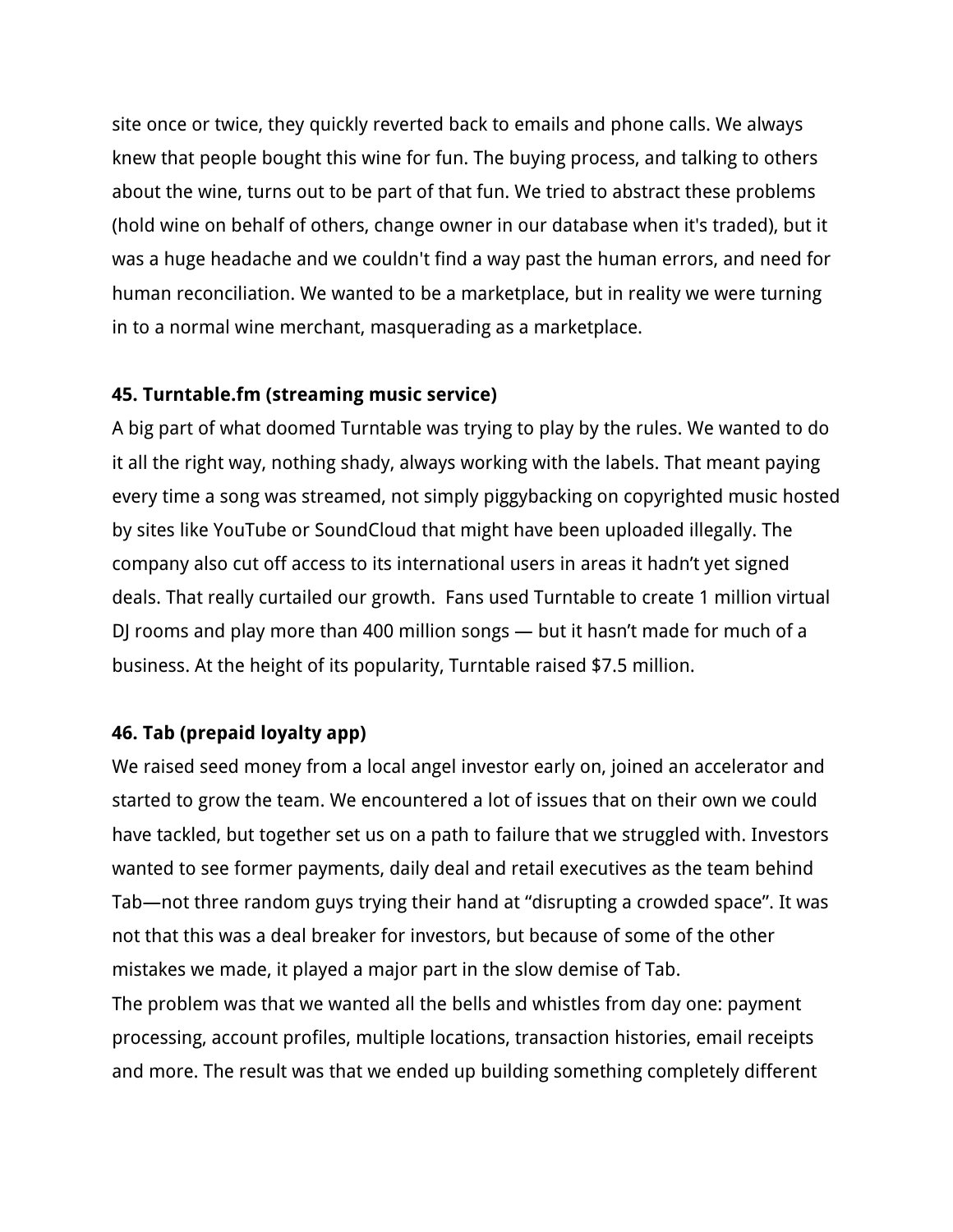site once or twice, they quickly reverted back to emails and phone calls. We always knew that people bought this wine for fun. The buying process, and talking to others about the wine, turns out to be part of that fun. We tried to abstract these problems (hold wine on behalf of others, change owner in our database when it's traded), but it was a huge headache and we couldn't find a way past the human errors, and need for human reconciliation. We wanted to be a marketplace, but in reality we were turning in to a normal wine merchant, masquerading as a marketplace.

**45. Turntable.fm (streaming music service)**

A big part of what doomed Turntable was trying to play by the rules. We wanted to do it all the right way, nothing shady, always working with the labels. That meant paying every time a song was streamed, not simply piggybacking on copyrighted music hosted by sites like YouTube or SoundCloud that might have been uploaded illegally. The company also cut off access to its international users in areas it hadn't yet signed deals. That really curtailed our growth. Fans used Turntable to create 1 million virtual DJ rooms and play more than 400 million songs — but it hasn't made for much of a business. At the height of its popularity, Turntable raised $7.5 million.

**46. Tab (prepaid loyalty app)**

We raised seed money from a local angel investor early on, joined an accelerator and started to grow the team. We encountered a lot of issues that on their own we could have tackled, but together set us on a path to failure that we struggled with. Investors wanted to see former payments, daily deal and retail executives as the team behind Tab—not three random guys trying their hand at "disrupting a crowded space". It was not that this was a deal breaker for investors, but because of some of the other mistakes we made, it played a major part in the slow demise of Tab.

The problem was that we wanted all the bells and whistles from day one: payment processing, account profiles, multiple locations, transaction histories, email receipts and more. The result was that we ended up building something completely different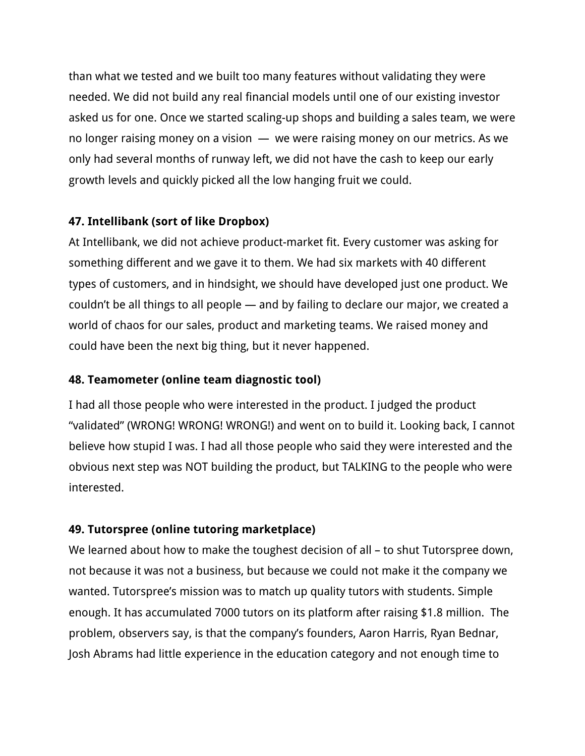than what we tested and we built too many features without validating they were needed. We did not build any real financial models until one of our existing investor asked us for one. Once we started scaling-up shops and building a sales team, we were no longer raising money on a vision — we were raising money on our metrics. As we only had several months of runway left, we did not have the cash to keep our early growth levels and quickly picked all the low hanging fruit we could.

**47. Intellibank (sort of like Dropbox)**

At Intellibank, we did not achieve product-market fit. Every customer was asking for something different and we gave it to them. We had six markets with 40 different types of customers, and in hindsight, we should have developed just one product. We couldn't be all things to all people — and by failing to declare our major, we created a world of chaos for our sales, product and marketing teams. We raised money and could have been the next big thing, but it never happened.

**48. Teamometer (online team diagnostic tool)**

I had all those people who were interested in the product. I judged the product "validated" (WRONG! WRONG! WRONG!) and went on to build it. Looking back, I cannot believe how stupid I was. I had all those people who said they were interested and the obvious next step was NOT building the product, but TALKING to the people who were interested.

**49. Tutorspree (online tutoring marketplace)**

We learned about how to make the toughest decision of all – to shut Tutorspree down, not because it was not a business, but because we could not make it the company we wanted. Tutorspree's mission was to match up quality tutors with students. Simple enough. It has accumulated 7000 tutors on its platform after raising $1.8 million. The problem, observers say, is that the company's founders, Aaron Harris, Ryan Bednar, Josh Abrams had little experience in the education category and not enough time to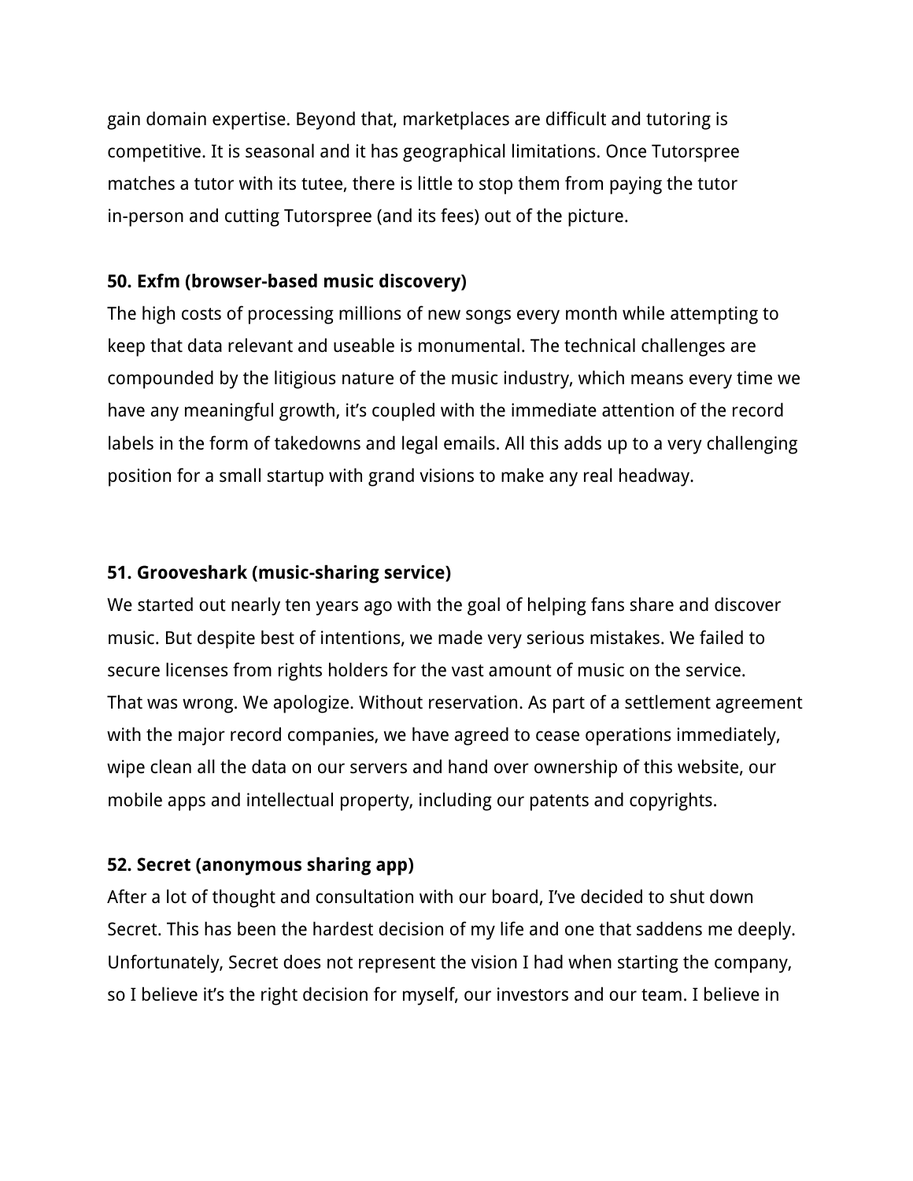gain domain expertise. Beyond that, marketplaces are difficult and tutoring is competitive. It is seasonal and it has geographical limitations. Once Tutorspree matches a tutor with its tutee, there is little to stop them from paying the tutor in-person and cutting Tutorspree (and its fees) out of the picture.

**50. Exfm (browser-based music discovery)**

The high costs of processing millions of new songs every month while attempting to keep that data relevant and useable is monumental. The technical challenges are compounded by the litigious nature of the music industry, which means every time we have any meaningful growth, it's coupled with the immediate attention of the record labels in the form of takedowns and legal emails. All this adds up to a very challenging position for a small startup with grand visions to make any real headway.

**51. Grooveshark (music-sharing service)**

We started out nearly ten years ago with the goal of helping fans share and discover music. But despite best of intentions, we made very serious mistakes. We failed to secure licenses from rights holders for the vast amount of music on the service. That was wrong. We apologize. Without reservation. As part of a settlement agreement with the major record companies, we have agreed to cease operations immediately, wipe clean all the data on our servers and hand over ownership of this website, our mobile apps and intellectual property, including our patents and copyrights.

**52. Secret (anonymous sharing app)**

After a lot of thought and consultation with our board, I've decided to shut down Secret. This has been the hardest decision of my life and one that saddens me deeply. Unfortunately, Secret does not represent the vision I had when starting the company, so I believe it's the right decision for myself, our investors and our team. I believe in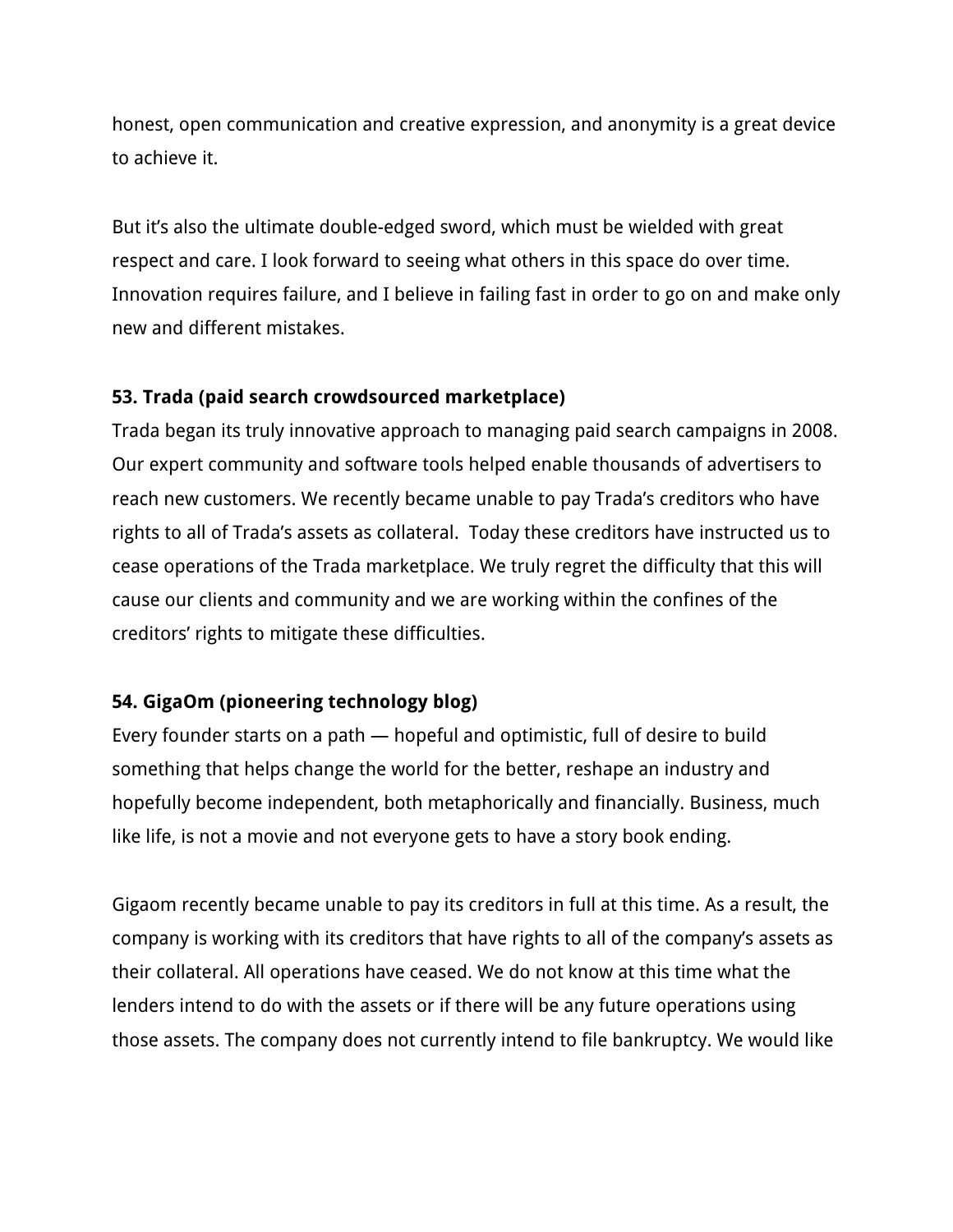honest, open communication and creative expression, and anonymity is a great device to achieve it.

But it's also the ultimate double-edged sword, which must be wielded with great respect and care. I look forward to seeing what others in this space do over time. Innovation requires failure, and I believe in failing fast in order to go on and make only new and different mistakes.

**53. Trada (paid search crowdsourced marketplace)**

Trada began its truly innovative approach to managing paid search campaigns in 2008. Our expert community and software tools helped enable thousands of advertisers to reach new customers. We recently became unable to pay Trada's creditors who have rights to all of Trada's assets as collateral.  Today these creditors have instructed us to cease operations of the Trada marketplace. We truly regret the difficulty that this will cause our clients and community and we are working within the confines of the creditors' rights to mitigate these difficulties.

**54. GigaOm (pioneering technology blog)**

Every founder starts on a path — hopeful and optimistic, full of desire to build something that helps change the world for the better, reshape an industry and hopefully become independent, both metaphorically and financially. Business, much like life, is not a movie and not everyone gets to have a story book ending.

Gigaom recently became unable to pay its creditors in full at this time. As a result, the company is working with its creditors that have rights to all of the company's assets as their collateral. All operations have ceased. We do not know at this time what the lenders intend to do with the assets or if there will be any future operations using those assets. The company does not currently intend to file bankruptcy. We would like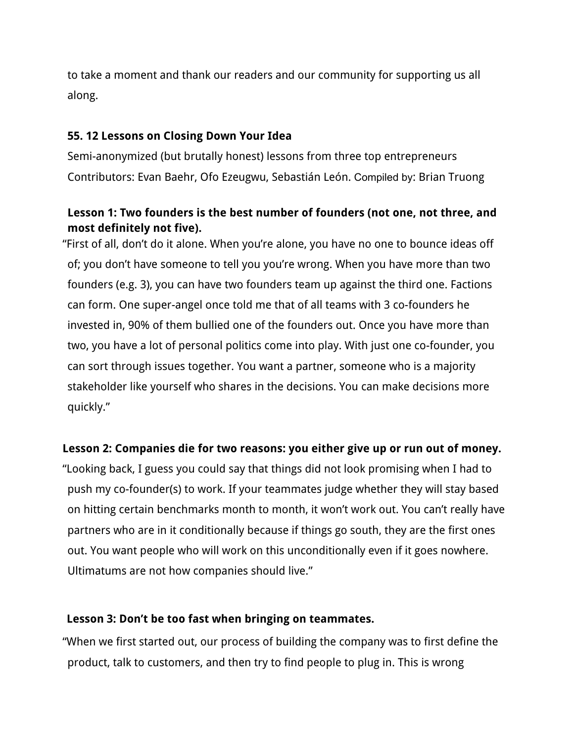to take a moment and thank our readers and our community for supporting us all along.

## 55. 12 Lessons on Closing Down Your Idea

Semi-anonymized (but brutally honest) lessons from three top entrepreneurs

Contributors: Evan Baehr, Ofo Ezeugwu, Sebastián León. Compiled by: Brian Truong

### Lesson 1: Two founders is the best number of founders (not one, not three, and most definitely not five).

"First of all, don't do it alone. When you're alone, you have no one to bounce ideas off of; you don't have someone to tell you you're wrong. When you have more than two founders (e.g. 3), you can have two founders team up against the third one. Factions can form. One super-angel once told me that of all teams with 3 co-founders he invested in, 90% of them bullied one of the founders out. Once you have more than two, you have a lot of personal politics come into play. With just one co-founder, you can sort through issues together. You want a partner, someone who is a majority stakeholder like yourself who shares in the decisions. You can make decisions more quickly."

### Lesson 2: Companies die for two reasons: you either give up or run out of money.

"Looking back, I guess you could say that things did not look promising when I had to push my co-founder(s) to work. If your teammates judge whether they will stay based on hitting certain benchmarks month to month, it won't work out. You can't really have partners who are in it conditionally because if things go south, they are the first ones out. You want people who will work on this unconditionally even if it goes nowhere. Ultimatums are not how companies should live."

### Lesson 3: Don't be too fast when bringing on teammates.

"When we first started out, our process of building the company was to first define the product, talk to customers, and then try to find people to plug in. This is wrong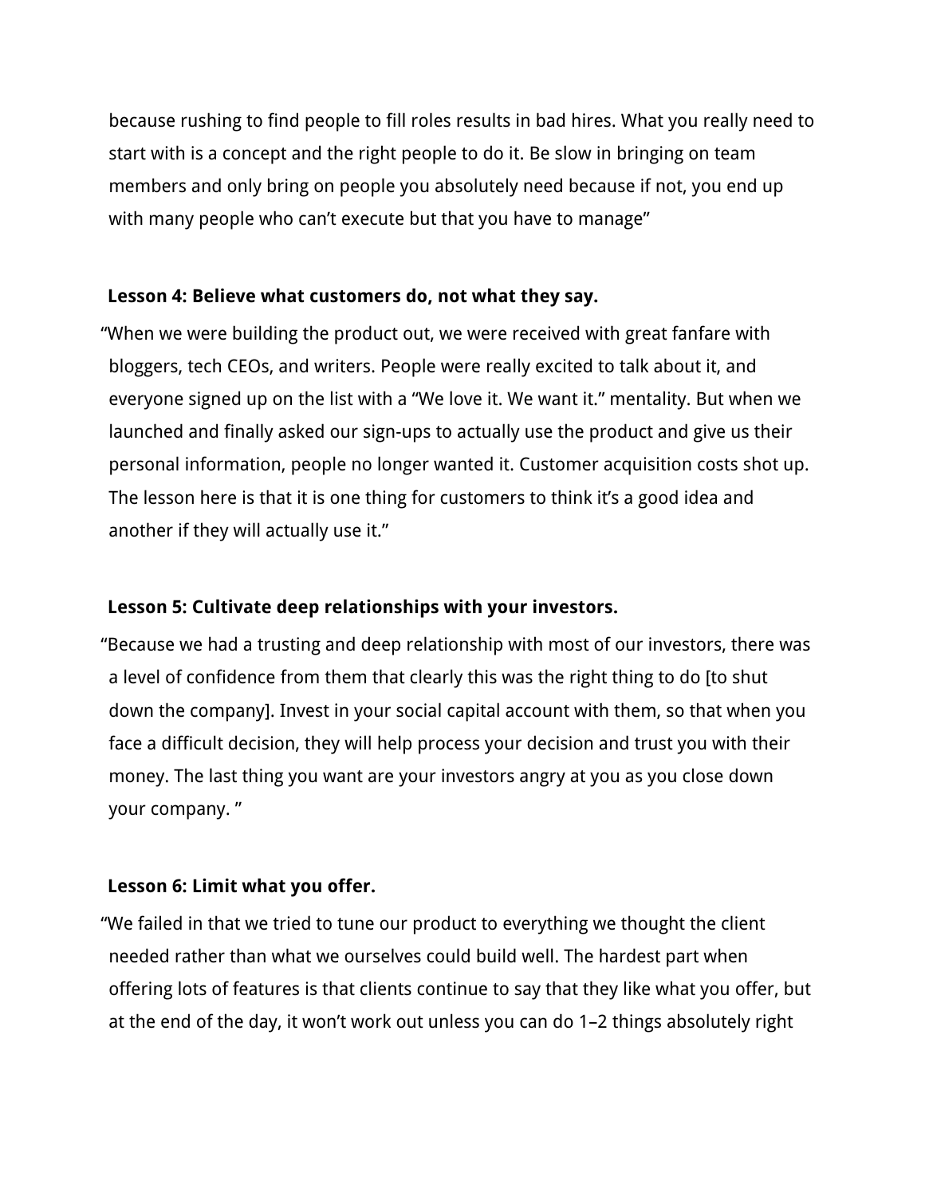because rushing to find people to fill roles results in bad hires. What you really need to start with is a concept and the right people to do it. Be slow in bringing on team members and only bring on people you absolutely need because if not, you end up with many people who can't execute but that you have to manage"

**Lesson 4: Believe what customers do, not what they say.**

"When we were building the product out, we were received with great fanfare with bloggers, tech CEOs, and writers. People were really excited to talk about it, and everyone signed up on the list with a "We love it. We want it." mentality. But when we launched and finally asked our sign-ups to actually use the product and give us their personal information, people no longer wanted it. Customer acquisition costs shot up. The lesson here is that it is one thing for customers to think it's a good idea and another if they will actually use it."

**Lesson 5: Cultivate deep relationships with your investors.**

"Because we had a trusting and deep relationship with most of our investors, there was a level of confidence from them that clearly this was the right thing to do [to shut down the company]. Invest in your social capital account with them, so that when you face a difficult decision, they will help process your decision and trust you with their money. The last thing you want are your investors angry at you as you close down your company. "

**Lesson 6: Limit what you offer.**

"We failed in that we tried to tune our product to everything we thought the client needed rather than what we ourselves could build well. The hardest part when offering lots of features is that clients continue to say that they like what you offer, but at the end of the day, it won't work out unless you can do 1–2 things absolutely right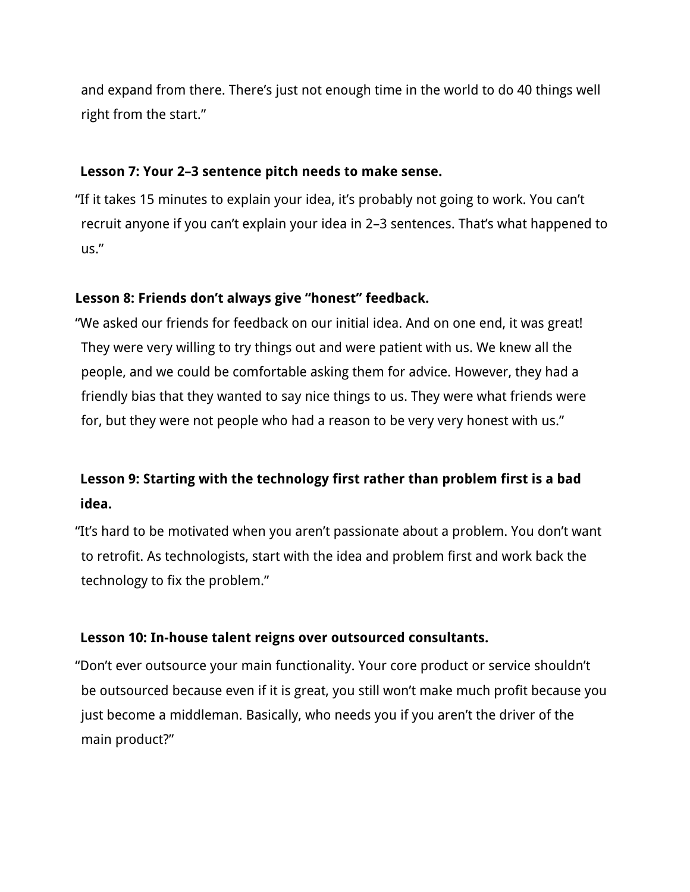and expand from there. There's just not enough time in the world to do 40 things well right from the start."

**Lesson 7: Your 2–3 sentence pitch needs to make sense.**

"If it takes 15 minutes to explain your idea, it's probably not going to work. You can't recruit anyone if you can't explain your idea in 2–3 sentences. That's what happened to us."

**Lesson 8: Friends don't always give "honest" feedback.**

"We asked our friends for feedback on our initial idea. And on one end, it was great! They were very willing to try things out and were patient with us. We knew all the people, and we could be comfortable asking them for advice. However, they had a friendly bias that they wanted to say nice things to us. They were what friends were for, but they were not people who had a reason to be very very honest with us."

**Lesson 9: Starting with the technology first rather than problem first is a bad idea.**

"It's hard to be motivated when you aren't passionate about a problem. You don't want to retrofit. As technologists, start with the idea and problem first and work back the technology to fix the problem."

**Lesson 10: In-house talent reigns over outsourced consultants.**

"Don't ever outsource your main functionality. Your core product or service shouldn't be outsourced because even if it is great, you still won't make much profit because you just become a middleman. Basically, who needs you if you aren't the driver of the main product?"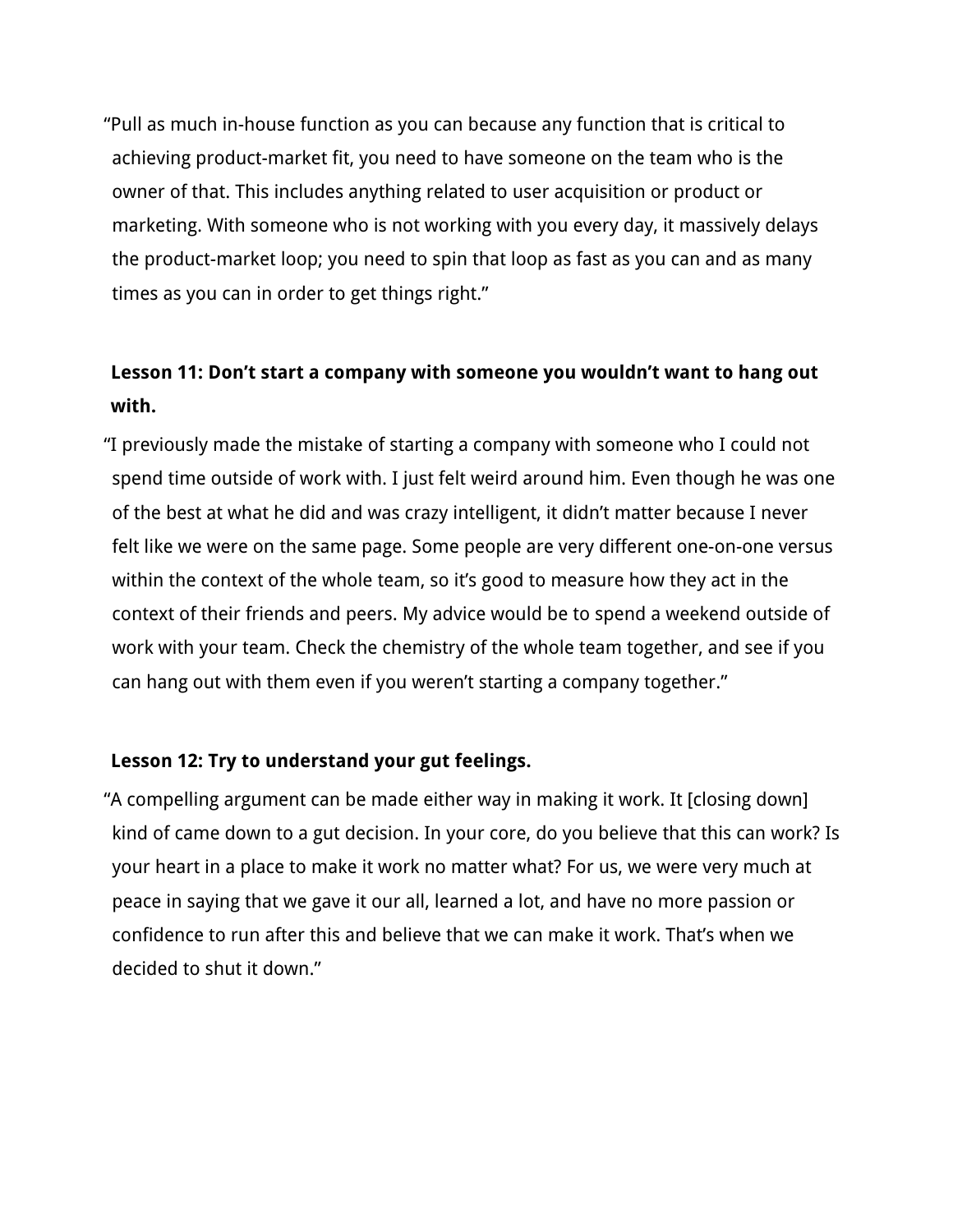"Pull as much in-house function as you can because any function that is critical to achieving product-market fit, you need to have someone on the team who is the owner of that. This includes anything related to user acquisition or product or marketing. With someone who is not working with you every day, it massively delays the product-market loop; you need to spin that loop as fast as you can and as many times as you can in order to get things right."

**Lesson 11: Don't start a company with someone you wouldn't want to hang out with.**

"I previously made the mistake of starting a company with someone who I could not spend time outside of work with. I just felt weird around him. Even though he was one of the best at what he did and was crazy intelligent, it didn't matter because I never felt like we were on the same page. Some people are very different one-on-one versus within the context of the whole team, so it's good to measure how they act in the context of their friends and peers. My advice would be to spend a weekend outside of work with your team. Check the chemistry of the whole team together, and see if you can hang out with them even if you weren't starting a company together."

**Lesson 12: Try to understand your gut feelings.**

"A compelling argument can be made either way in making it work. It [closing down] kind of came down to a gut decision. In your core, do you believe that this can work? Is your heart in a place to make it work no matter what? For us, we were very much at peace in saying that we gave it our all, learned a lot, and have no more passion or confidence to run after this and believe that we can make it work. That's when we decided to shut it down."